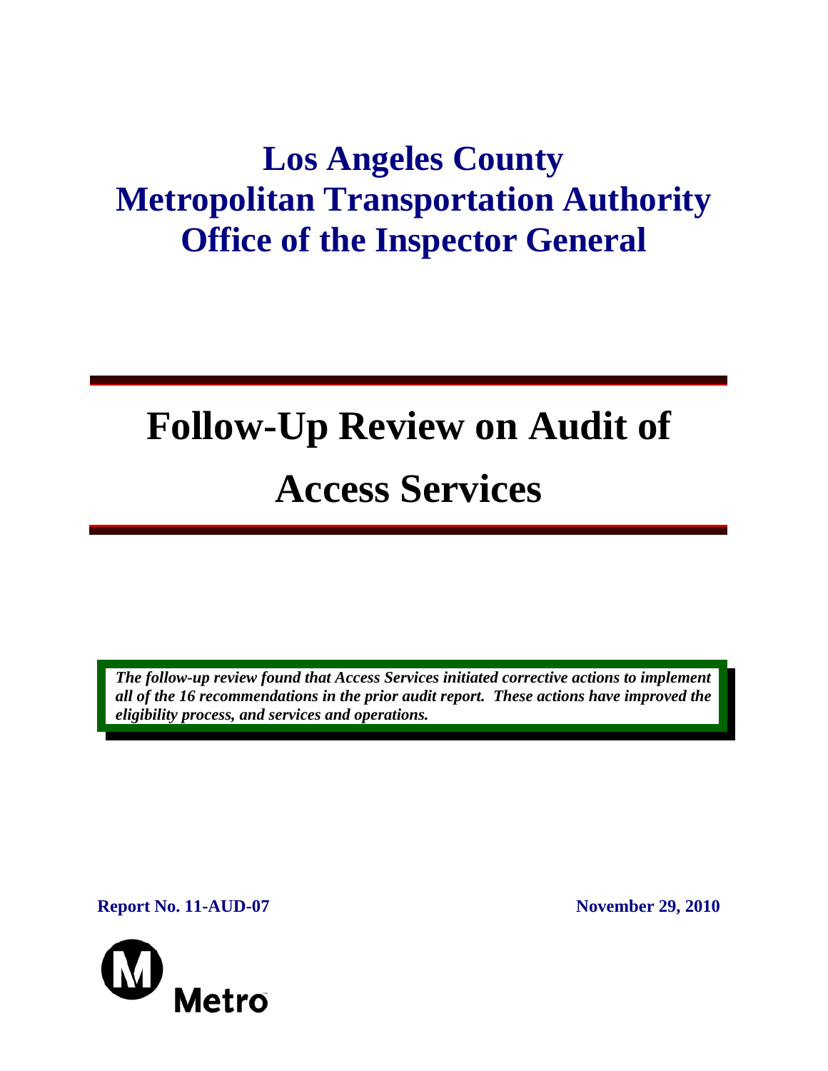# Los Angeles County Metropolitan Transportation Authority Office of the Inspector General

# Follow-Up Review on Audit of Access Services

***The follow-up review found that Access Services initiated corrective actions to implement all of the 16 recommendations in the prior audit report. These actions have improved the eligibility process, and services and operations.***

**Report No. 11-AUD-07** **November 29, 2010**

Metro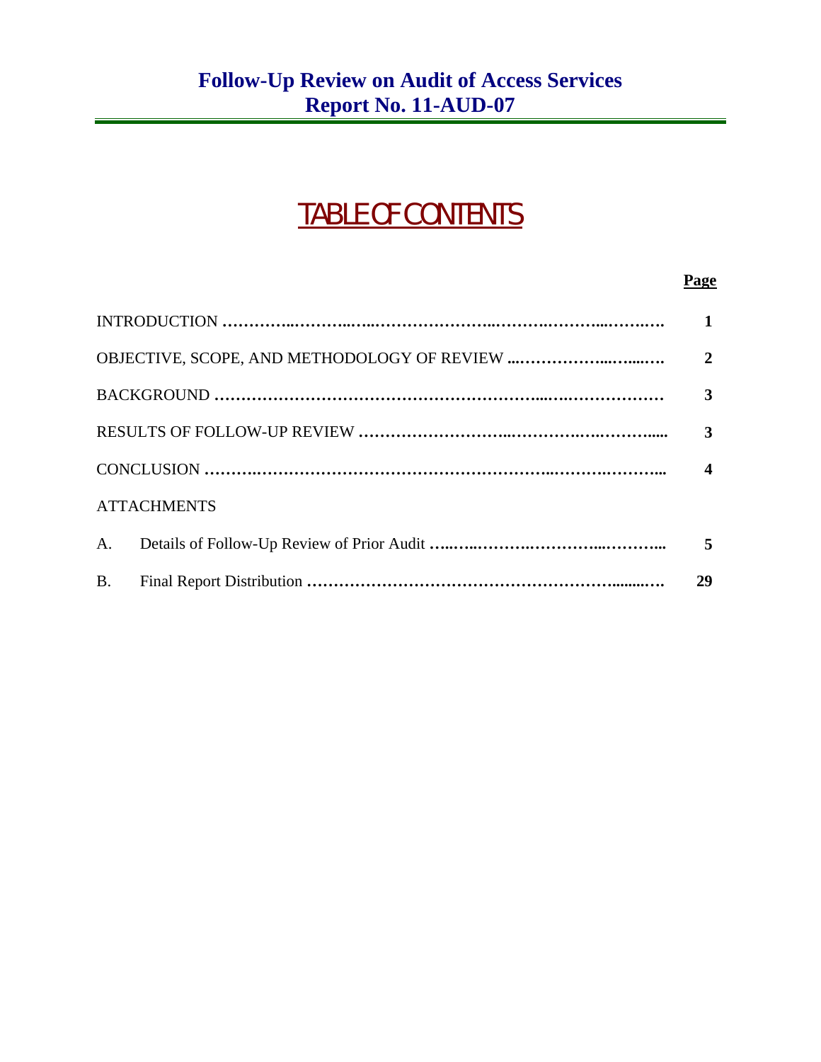# Follow-Up Review on Audit of Access Services
# Report No. 11-AUD-07

## TABLE OF CONTENTS

| | Page |
|---|---|
| INTRODUCTION | 1 |
| OBJECTIVE, SCOPE, AND METHODOLOGY OF REVIEW | 2 |
| BACKGROUND | 3 |
| RESULTS OF FOLLOW-UP REVIEW | 3 |
| CONCLUSION | 4 |
| ATTACHMENTS | |
| A. Details of Follow-Up Review of Prior Audit | 5 |
| B. Final Report Distribution | 29 |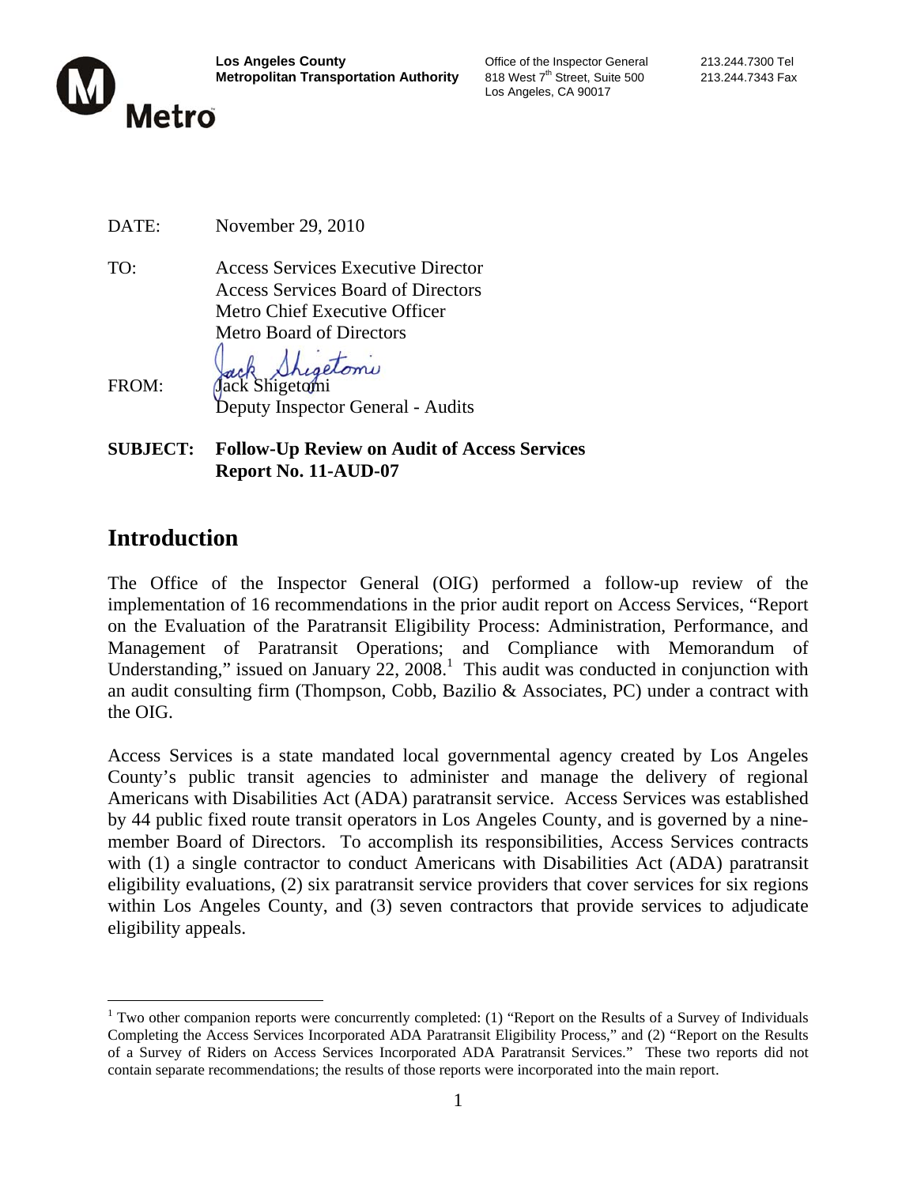Los Angeles County
Metropolitan Transportation Authority

Office of the Inspector General
818 West 7th Street, Suite 500
Los Angeles, CA 90017

213.244.7300 Tel
213.244.7343 Fax

DATE: November 29, 2010

TO: Access Services Executive Director
Access Services Board of Directors
Metro Chief Executive Officer
Metro Board of Directors

FROM: Jack Shigetomi
Deputy Inspector General - Audits

**SUBJECT: Follow-Up Review on Audit of Access Services**
**Report No. 11-AUD-07**

## Introduction

The Office of the Inspector General (OIG) performed a follow-up review of the implementation of 16 recommendations in the prior audit report on Access Services, "Report on the Evaluation of the Paratransit Eligibility Process: Administration, Performance, and Management of Paratransit Operations; and Compliance with Memorandum of Understanding," issued on January 22, 2008.[1] This audit was conducted in conjunction with an audit consulting firm (Thompson, Cobb, Bazilio & Associates, PC) under a contract with the OIG.

Access Services is a state mandated local governmental agency created by Los Angeles County's public transit agencies to administer and manage the delivery of regional Americans with Disabilities Act (ADA) paratransit service. Access Services was established by 44 public fixed route transit operators in Los Angeles County, and is governed by a nine-member Board of Directors. To accomplish its responsibilities, Access Services contracts with (1) a single contractor to conduct Americans with Disabilities Act (ADA) paratransit eligibility evaluations, (2) six paratransit service providers that cover services for six regions within Los Angeles County, and (3) seven contractors that provide services to adjudicate eligibility appeals.

[1] Two other companion reports were concurrently completed: (1) "Report on the Results of a Survey of Individuals Completing the Access Services Incorporated ADA Paratransit Eligibility Process," and (2) "Report on the Results of a Survey of Riders on Access Services Incorporated ADA Paratransit Services." These two reports did not contain separate recommendations; the results of those reports were incorporated into the main report.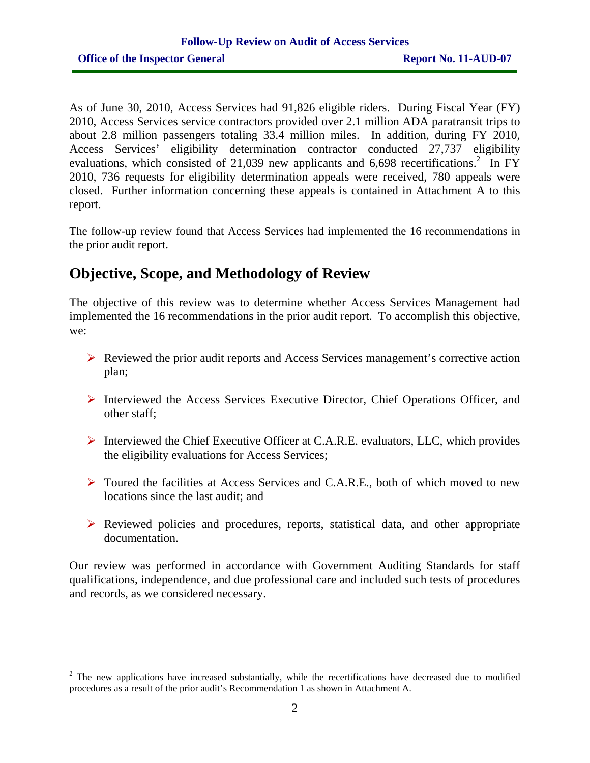As of June 30, 2010, Access Services had 91,826 eligible riders. During Fiscal Year (FY) 2010, Access Services service contractors provided over 2.1 million ADA paratransit trips to about 2.8 million passengers totaling 33.4 million miles. In addition, during FY 2010, Access Services' eligibility determination contractor conducted 27,737 eligibility evaluations, which consisted of 21,039 new applicants and 6,698 recertifications.[2] In FY 2010, 736 requests for eligibility determination appeals were received, 780 appeals were closed. Further information concerning these appeals is contained in Attachment A to this report.

The follow-up review found that Access Services had implemented the 16 recommendations in the prior audit report.

## Objective, Scope, and Methodology of Review

The objective of this review was to determine whether Access Services Management had implemented the 16 recommendations in the prior audit report. To accomplish this objective, we:

- Reviewed the prior audit reports and Access Services management's corrective action plan;
- Interviewed the Access Services Executive Director, Chief Operations Officer, and other staff;
- Interviewed the Chief Executive Officer at C.A.R.E. evaluators, LLC, which provides the eligibility evaluations for Access Services;
- Toured the facilities at Access Services and C.A.R.E., both of which moved to new locations since the last audit; and
- Reviewed policies and procedures, reports, statistical data, and other appropriate documentation.

Our review was performed in accordance with Government Auditing Standards for staff qualifications, independence, and due professional care and included such tests of procedures and records, as we considered necessary.

[2] The new applications have increased substantially, while the recertifications have decreased due to modified procedures as a result of the prior audit's Recommendation 1 as shown in Attachment A.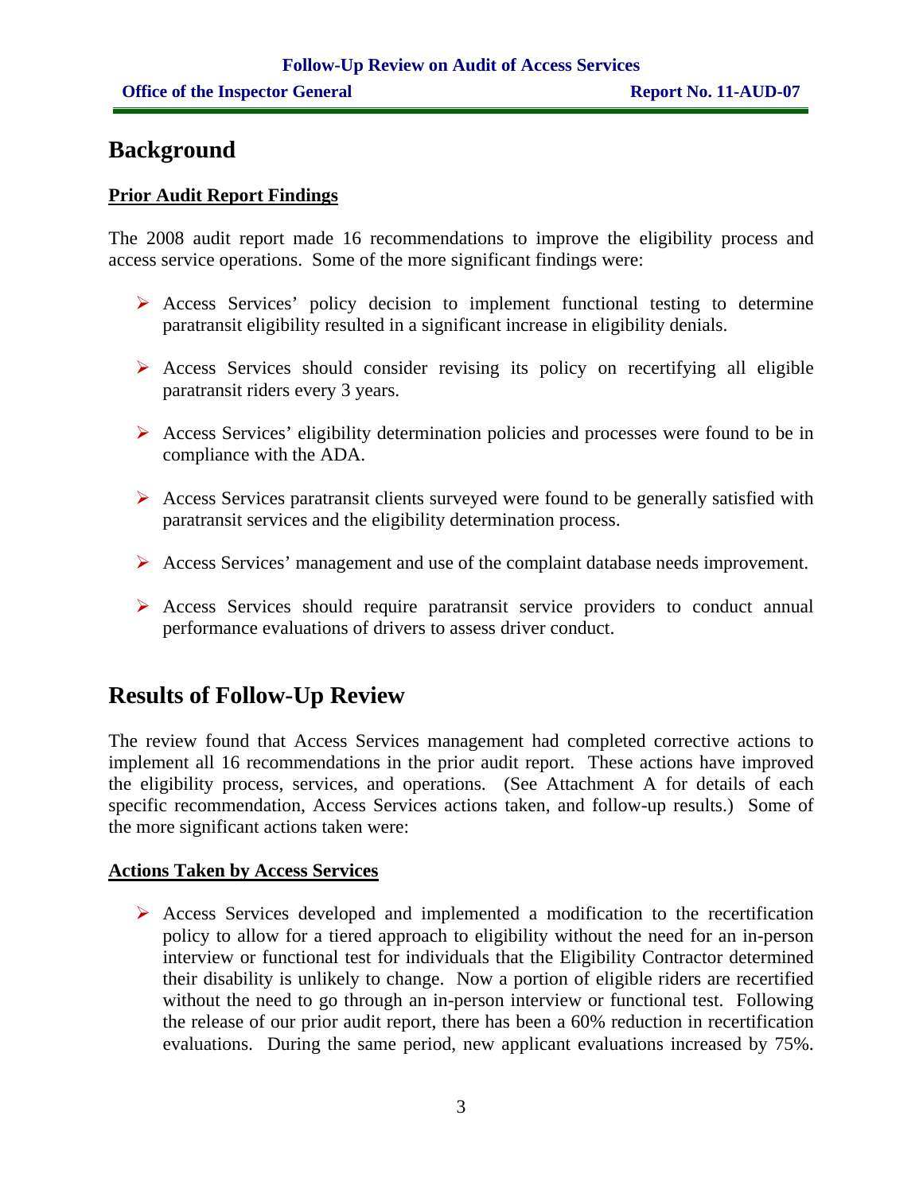## Background

**Prior Audit Report Findings**

The 2008 audit report made 16 recommendations to improve the eligibility process and access service operations. Some of the more significant findings were:

- Access Services' policy decision to implement functional testing to determine paratransit eligibility resulted in a significant increase in eligibility denials.
- Access Services should consider revising its policy on recertifying all eligible paratransit riders every 3 years.
- Access Services' eligibility determination policies and processes were found to be in compliance with the ADA.
- Access Services paratransit clients surveyed were found to be generally satisfied with paratransit services and the eligibility determination process.
- Access Services' management and use of the complaint database needs improvement.
- Access Services should require paratransit service providers to conduct annual performance evaluations of drivers to assess driver conduct.

## Results of Follow-Up Review

The review found that Access Services management had completed corrective actions to implement all 16 recommendations in the prior audit report. These actions have improved the eligibility process, services, and operations. (See Attachment A for details of each specific recommendation, Access Services actions taken, and follow-up results.) Some of the more significant actions taken were:

**Actions Taken by Access Services**

- Access Services developed and implemented a modification to the recertification policy to allow for a tiered approach to eligibility without the need for an in-person interview or functional test for individuals that the Eligibility Contractor determined their disability is unlikely to change. Now a portion of eligible riders are recertified without the need to go through an in-person interview or functional test. Following the release of our prior audit report, there has been a 60% reduction in recertification evaluations. During the same period, new applicant evaluations increased by 75%.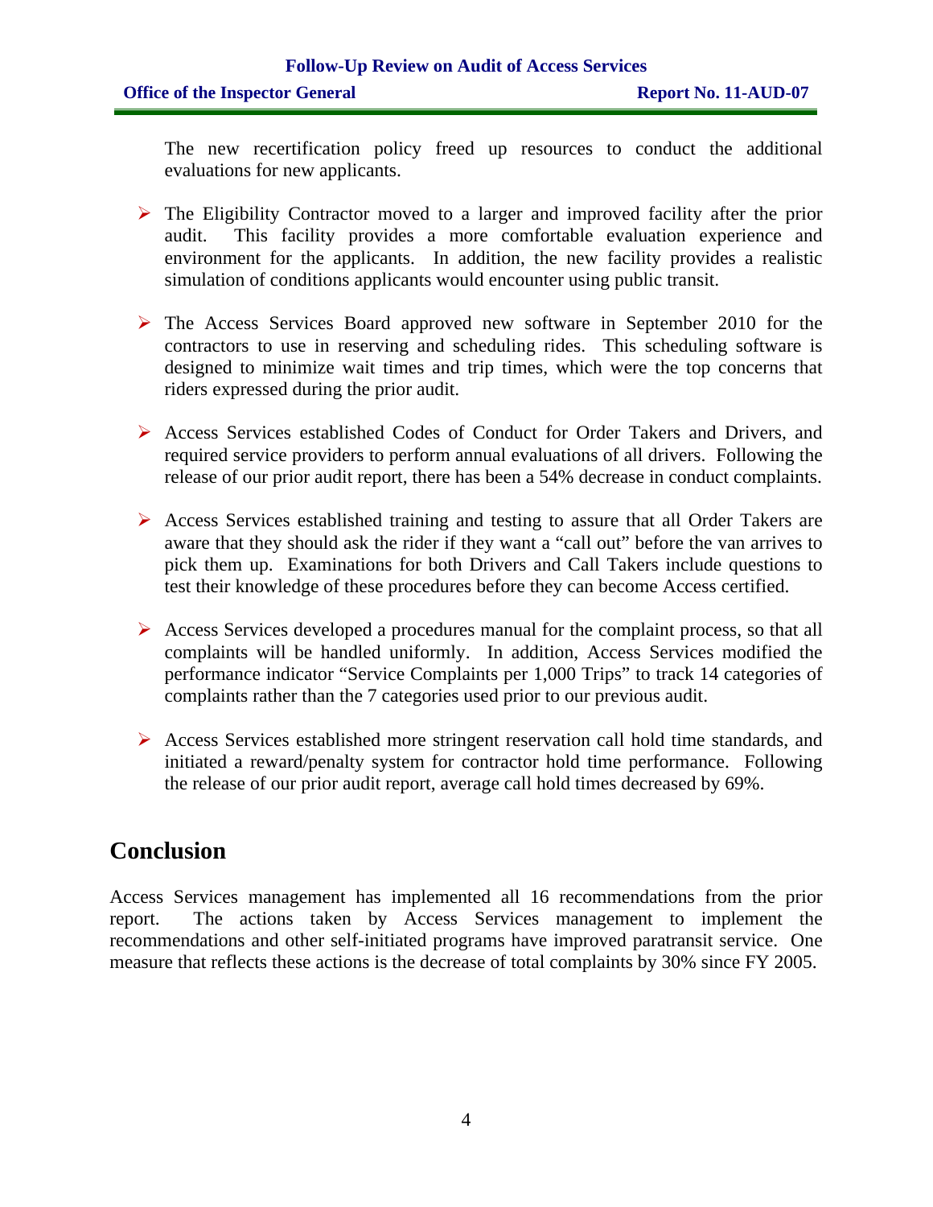The new recertification policy freed up resources to conduct the additional evaluations for new applicants.

- The Eligibility Contractor moved to a larger and improved facility after the prior audit. This facility provides a more comfortable evaluation experience and environment for the applicants. In addition, the new facility provides a realistic simulation of conditions applicants would encounter using public transit.

- The Access Services Board approved new software in September 2010 for the contractors to use in reserving and scheduling rides. This scheduling software is designed to minimize wait times and trip times, which were the top concerns that riders expressed during the prior audit.

- Access Services established Codes of Conduct for Order Takers and Drivers, and required service providers to perform annual evaluations of all drivers. Following the release of our prior audit report, there has been a 54% decrease in conduct complaints.

- Access Services established training and testing to assure that all Order Takers are aware that they should ask the rider if they want a "call out" before the van arrives to pick them up. Examinations for both Drivers and Call Takers include questions to test their knowledge of these procedures before they can become Access certified.

- Access Services developed a procedures manual for the complaint process, so that all complaints will be handled uniformly. In addition, Access Services modified the performance indicator "Service Complaints per 1,000 Trips" to track 14 categories of complaints rather than the 7 categories used prior to our previous audit.

- Access Services established more stringent reservation call hold time standards, and initiated a reward/penalty system for contractor hold time performance. Following the release of our prior audit report, average call hold times decreased by 69%.

## Conclusion

Access Services management has implemented all 16 recommendations from the prior report. The actions taken by Access Services management to implement the recommendations and other self-initiated programs have improved paratransit service. One measure that reflects these actions is the decrease of total complaints by 30% since FY 2005.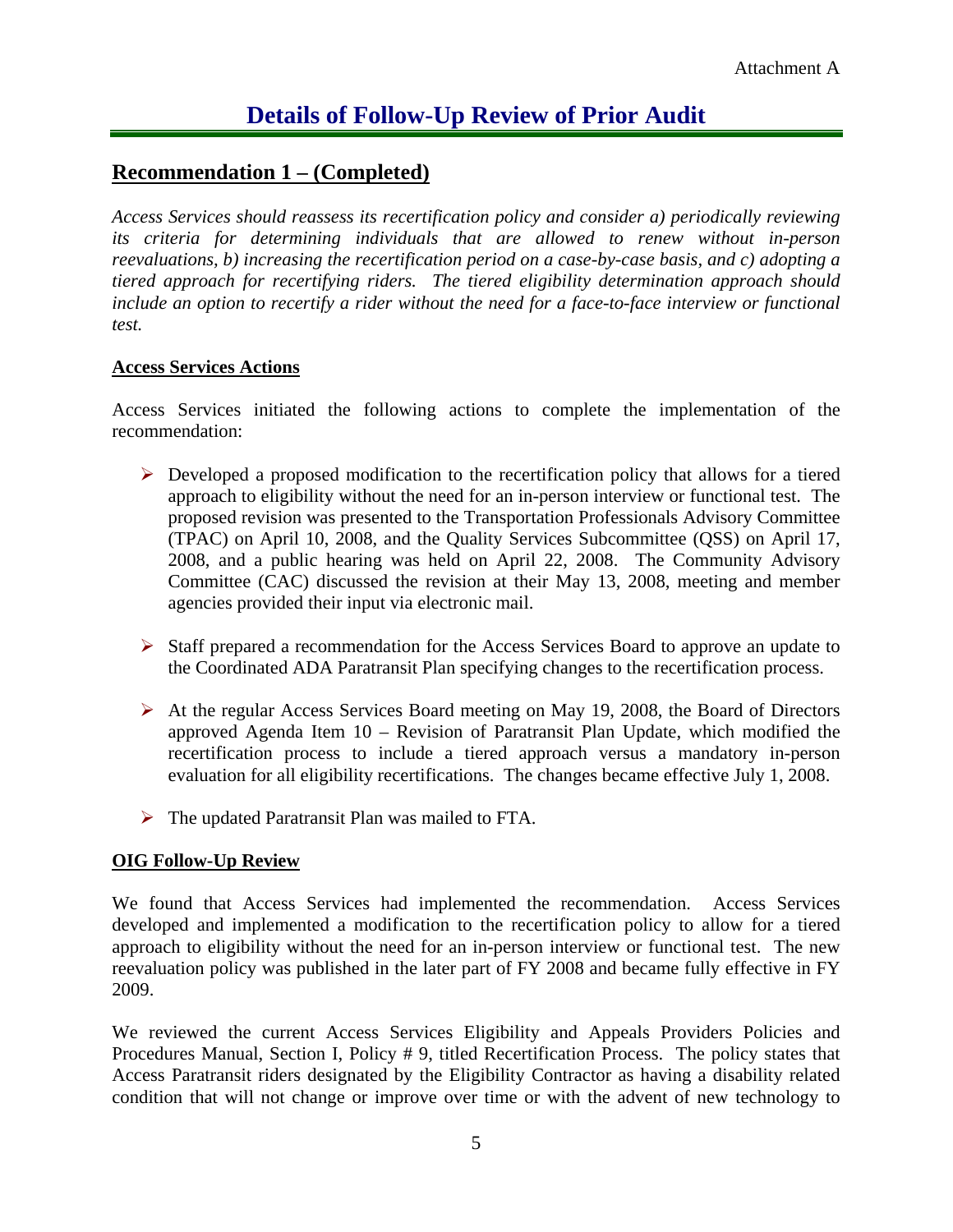Attachment A

# Details of Follow-Up Review of Prior Audit

## Recommendation 1 – (Completed)

*Access Services should reassess its recertification policy and consider a) periodically reviewing its criteria for determining individuals that are allowed to renew without in-person reevaluations, b) increasing the recertification period on a case-by-case basis, and c) adopting a tiered approach for recertifying riders. The tiered eligibility determination approach should include an option to recertify a rider without the need for a face-to-face interview or functional test.*

### Access Services Actions

Access Services initiated the following actions to complete the implementation of the recommendation:

- Developed a proposed modification to the recertification policy that allows for a tiered approach to eligibility without the need for an in-person interview or functional test. The proposed revision was presented to the Transportation Professionals Advisory Committee (TPAC) on April 10, 2008, and the Quality Services Subcommittee (QSS) on April 17, 2008, and a public hearing was held on April 22, 2008. The Community Advisory Committee (CAC) discussed the revision at their May 13, 2008, meeting and member agencies provided their input via electronic mail.

- Staff prepared a recommendation for the Access Services Board to approve an update to the Coordinated ADA Paratransit Plan specifying changes to the recertification process.

- At the regular Access Services Board meeting on May 19, 2008, the Board of Directors approved Agenda Item 10 – Revision of Paratransit Plan Update, which modified the recertification process to include a tiered approach versus a mandatory in-person evaluation for all eligibility recertifications. The changes became effective July 1, 2008.

- The updated Paratransit Plan was mailed to FTA.

### OIG Follow-Up Review

We found that Access Services had implemented the recommendation. Access Services developed and implemented a modification to the recertification policy to allow for a tiered approach to eligibility without the need for an in-person interview or functional test. The new reevaluation policy was published in the later part of FY 2008 and became fully effective in FY 2009.

We reviewed the current Access Services Eligibility and Appeals Providers Policies and Procedures Manual, Section I, Policy # 9, titled Recertification Process. The policy states that Access Paratransit riders designated by the Eligibility Contractor as having a disability related condition that will not change or improve over time or with the advent of new technology to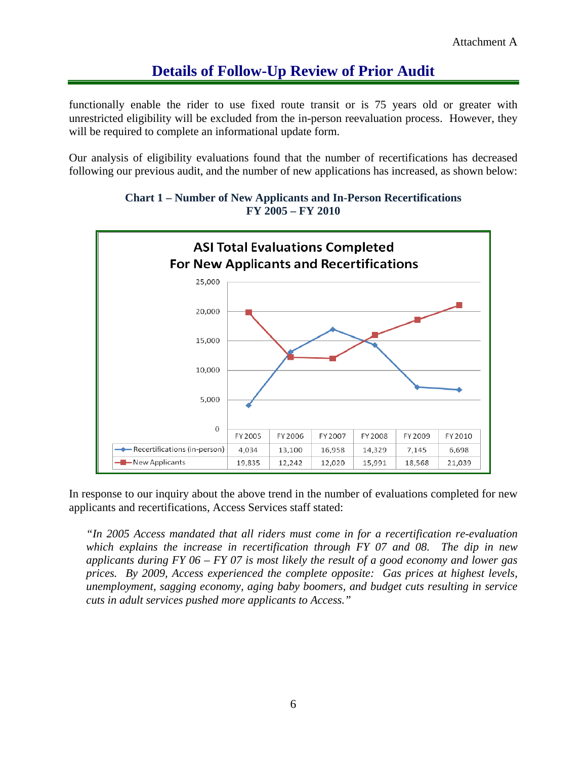## Details of Follow-Up Review of Prior Audit

functionally enable the rider to use fixed route transit or is 75 years old or greater with unrestricted eligibility will be excluded from the in-person reevaluation process. However, they will be required to complete an informational update form.

Our analysis of eligibility evaluations found that the number of recertifications has decreased following our previous audit, and the number of new applications has increased, as shown below:

**Chart 1 – Number of New Applicants and In-Person Recertifications FY 2005 – FY 2010**

**ASI Total Evaluations Completed For New Applicants and Recertifications**

| | FY 2005 | FY 2006 | FY 2007 | FY 2008 | FY 2009 | FY 2010 |
|---|---|---|---|---|---|---|
| Recertifications (in-person) | 4,034 | 13,100 | 16,958 | 14,329 | 7,145 | 6,698 |
| New Applicants | 19,835 | 12,242 | 12,020 | 15,991 | 18,568 | 21,039 |

In response to our inquiry about the above trend in the number of evaluations completed for new applicants and recertifications, Access Services staff stated:

> *"In 2005 Access mandated that all riders must come in for a recertification re-evaluation which explains the increase in recertification through FY 07 and 08. The dip in new applicants during FY 06 – FY 07 is most likely the result of a good economy and lower gas prices. By 2009, Access experienced the complete opposite: Gas prices at highest levels, unemployment, sagging economy, aging baby boomers, and budget cuts resulting in service cuts in adult services pushed more applicants to Access."*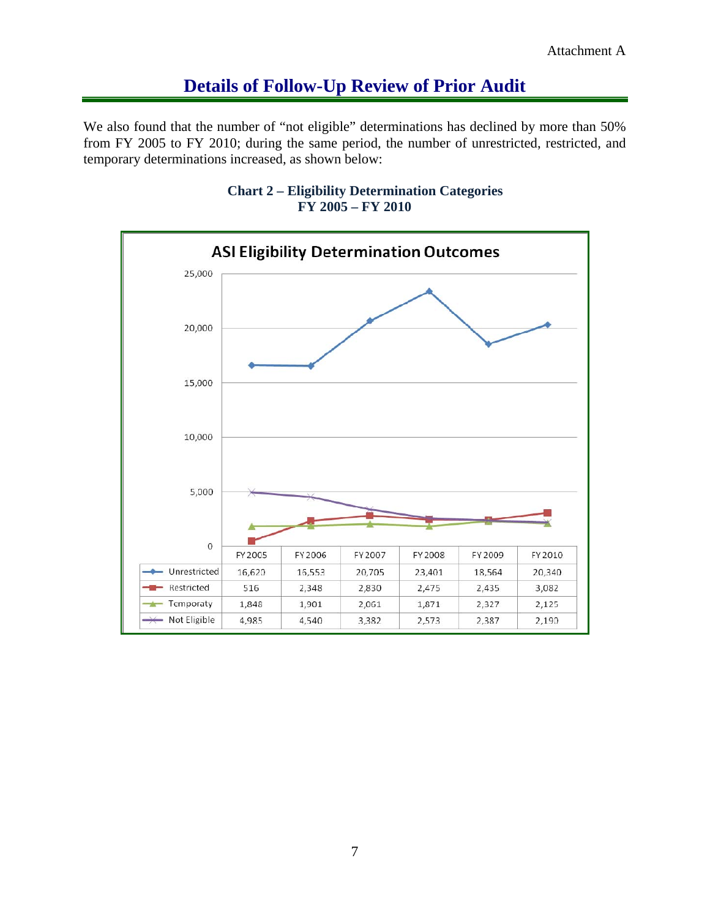# Details of Follow-Up Review of Prior Audit

We also found that the number of "not eligible" determinations has declined by more than 50% from FY 2005 to FY 2010; during the same period, the number of unrestricted, restricted, and temporary determinations increased, as shown below:

**Chart 2 – Eligibility Determination Categories**
**FY 2005 – FY 2010**

**ASI Eligibility Determination Outcomes**

| | FY 2005 | FY 2006 | FY 2007 | FY 2008 | FY 2009 | FY 2010 |
|---|---|---|---|---|---|---|
| Unrestricted | 16,620 | 16,553 | 20,705 | 23,401 | 18,564 | 20,340 |
| Restricted | 516 | 2,348 | 2,830 | 2,475 | 2,435 | 3,082 |
| Temporaty | 1,848 | 1,901 | 2,061 | 1,871 | 2,327 | 2,125 |
| Not Eligible | 4,985 | 4,540 | 3,382 | 2,573 | 2,387 | 2,190 |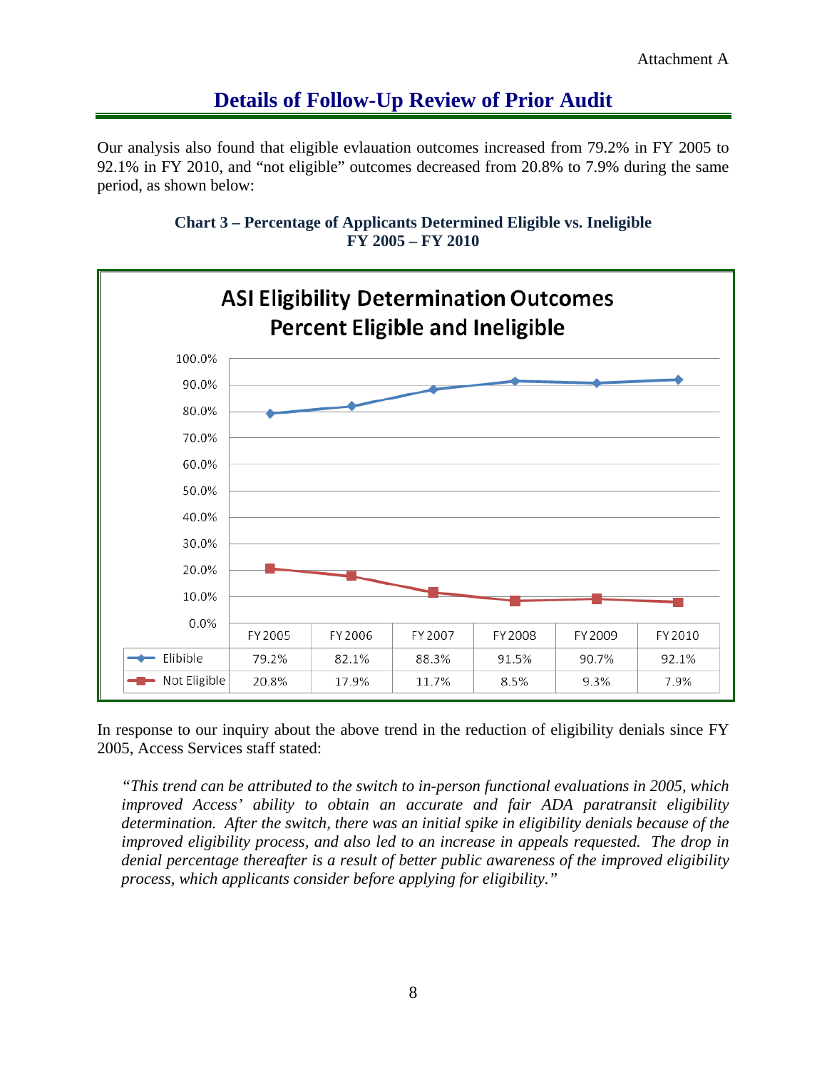Attachment A

# Details of Follow-Up Review of Prior Audit

Our analysis also found that eligible evlauation outcomes increased from 79.2% in FY 2005 to 92.1% in FY 2010, and "not eligible" outcomes decreased from 20.8% to 7.9% during the same period, as shown below:

**Chart 3 – Percentage of Applicants Determined Eligible vs. Ineligible**
**FY 2005 – FY 2010**

**ASI Eligibility Determination Outcomes**
**Percent Eligible and Ineligible**

| | FY 2005 | FY 2006 | FY 2007 | FY 2008 | FY 2009 | FY 2010 |
|---|---|---|---|---|---|---|
| Elibible | 79.2% | 82.1% | 88.3% | 91.5% | 90.7% | 92.1% |
| Not Eligible | 20.8% | 17.9% | 11.7% | 8.5% | 9.3% | 7.9% |

In response to our inquiry about the above trend in the reduction of eligibility denials since FY 2005, Access Services staff stated:

> *"This trend can be attributed to the switch to in-person functional evaluations in 2005, which improved Access' ability to obtain an accurate and fair ADA paratransit eligibility determination. After the switch, there was an initial spike in eligibility denials because of the improved eligibility process, and also led to an increase in appeals requested. The drop in denial percentage thereafter is a result of better public awareness of the improved eligibility process, which applicants consider before applying for eligibility."*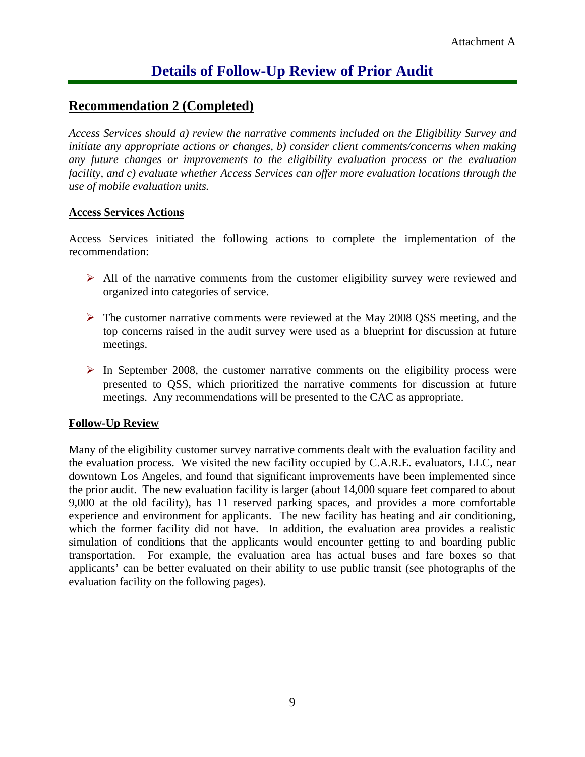Attachment A

# Details of Follow-Up Review of Prior Audit

## Recommendation 2 (Completed)

*Access Services should a) review the narrative comments included on the Eligibility Survey and initiate any appropriate actions or changes, b) consider client comments/concerns when making any future changes or improvements to the eligibility evaluation process or the evaluation facility, and c) evaluate whether Access Services can offer more evaluation locations through the use of mobile evaluation units.*

### Access Services Actions

Access Services initiated the following actions to complete the implementation of the recommendation:

- All of the narrative comments from the customer eligibility survey were reviewed and organized into categories of service.
- The customer narrative comments were reviewed at the May 2008 QSS meeting, and the top concerns raised in the audit survey were used as a blueprint for discussion at future meetings.
- In September 2008, the customer narrative comments on the eligibility process were presented to QSS, which prioritized the narrative comments for discussion at future meetings. Any recommendations will be presented to the CAC as appropriate.

### Follow-Up Review

Many of the eligibility customer survey narrative comments dealt with the evaluation facility and the evaluation process. We visited the new facility occupied by C.A.R.E. evaluators, LLC, near downtown Los Angeles, and found that significant improvements have been implemented since the prior audit. The new evaluation facility is larger (about 14,000 square feet compared to about 9,000 at the old facility), has 11 reserved parking spaces, and provides a more comfortable experience and environment for applicants. The new facility has heating and air conditioning, which the former facility did not have. In addition, the evaluation area provides a realistic simulation of conditions that the applicants would encounter getting to and boarding public transportation. For example, the evaluation area has actual buses and fare boxes so that applicants' can be better evaluated on their ability to use public transit (see photographs of the evaluation facility on the following pages).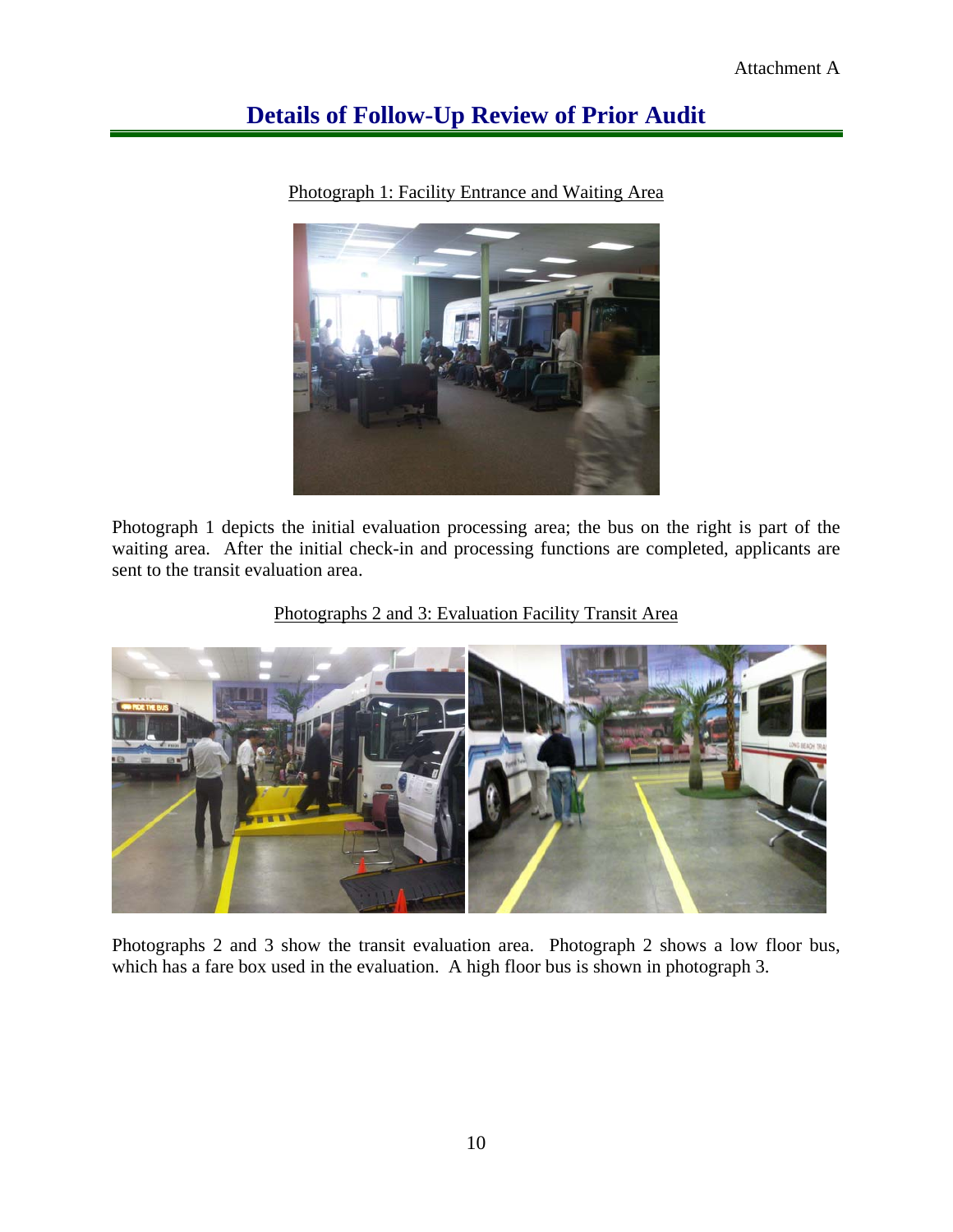Attachment A

# Details of Follow-Up Review of Prior Audit

Photograph 1: Facility Entrance and Waiting Area

Photograph 1 depicts the initial evaluation processing area; the bus on the right is part of the waiting area. After the initial check-in and processing functions are completed, applicants are sent to the transit evaluation area.

Photographs 2 and 3: Evaluation Facility Transit Area

Photographs 2 and 3 show the transit evaluation area. Photograph 2 shows a low floor bus, which has a fare box used in the evaluation. A high floor bus is shown in photograph 3.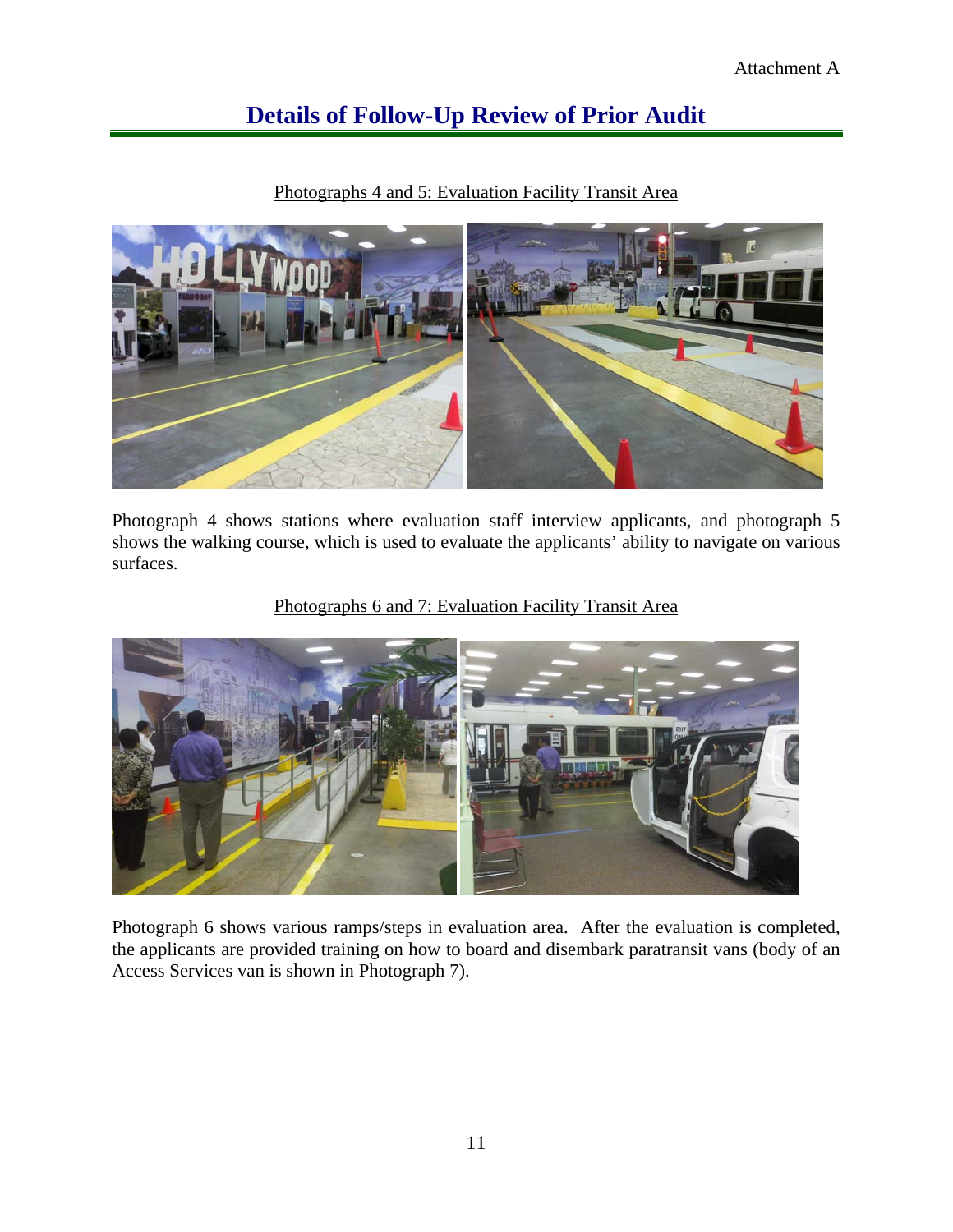## Details of Follow-Up Review of Prior Audit

Photographs 4 and 5: Evaluation Facility Transit Area

Photograph 4 shows stations where evaluation staff interview applicants, and photograph 5 shows the walking course, which is used to evaluate the applicants' ability to navigate on various surfaces.

Photographs 6 and 7: Evaluation Facility Transit Area

Photograph 6 shows various ramps/steps in evaluation area. After the evaluation is completed, the applicants are provided training on how to board and disembark paratransit vans (body of an Access Services van is shown in Photograph 7).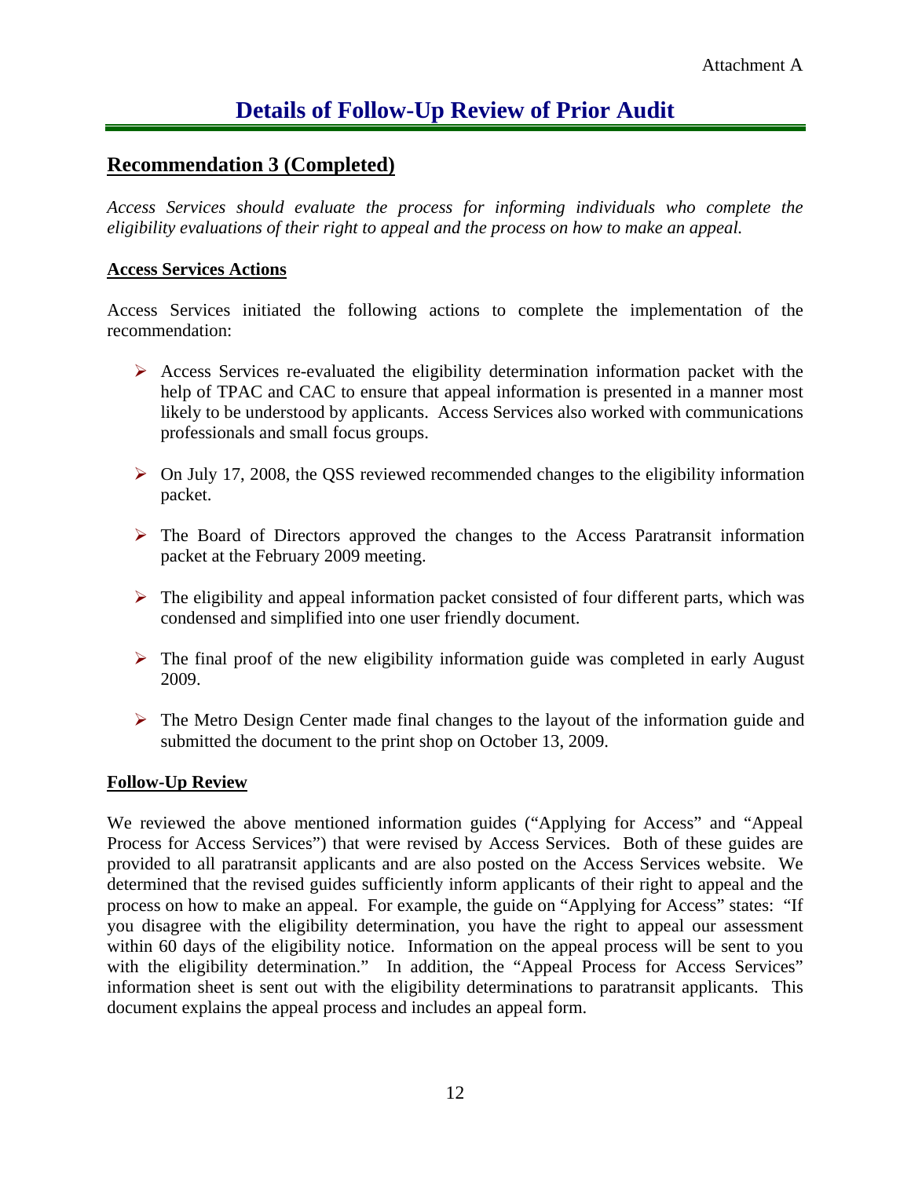Attachment A

# Details of Follow-Up Review of Prior Audit

## Recommendation 3 (Completed)

*Access Services should evaluate the process for informing individuals who complete the eligibility evaluations of their right to appeal and the process on how to make an appeal.*

### Access Services Actions

Access Services initiated the following actions to complete the implementation of the recommendation:

- Access Services re-evaluated the eligibility determination information packet with the help of TPAC and CAC to ensure that appeal information is presented in a manner most likely to be understood by applicants. Access Services also worked with communications professionals and small focus groups.
- On July 17, 2008, the QSS reviewed recommended changes to the eligibility information packet.
- The Board of Directors approved the changes to the Access Paratransit information packet at the February 2009 meeting.
- The eligibility and appeal information packet consisted of four different parts, which was condensed and simplified into one user friendly document.
- The final proof of the new eligibility information guide was completed in early August 2009.
- The Metro Design Center made final changes to the layout of the information guide and submitted the document to the print shop on October 13, 2009.

### Follow-Up Review

We reviewed the above mentioned information guides ("Applying for Access" and "Appeal Process for Access Services") that were revised by Access Services. Both of these guides are provided to all paratransit applicants and are also posted on the Access Services website. We determined that the revised guides sufficiently inform applicants of their right to appeal and the process on how to make an appeal. For example, the guide on "Applying for Access" states: "If you disagree with the eligibility determination, you have the right to appeal our assessment within 60 days of the eligibility notice. Information on the appeal process will be sent to you with the eligibility determination." In addition, the "Appeal Process for Access Services" information sheet is sent out with the eligibility determinations to paratransit applicants. This document explains the appeal process and includes an appeal form.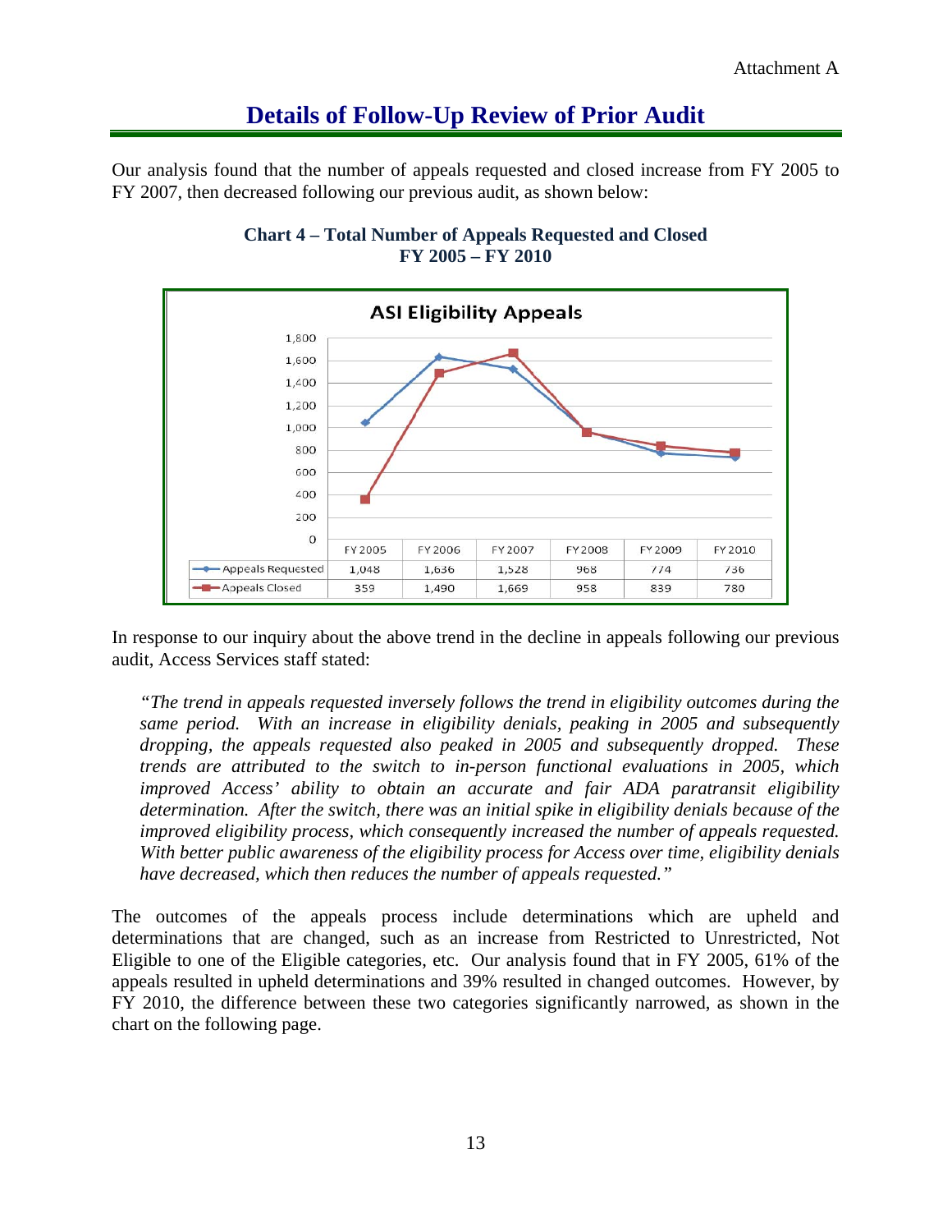Attachment A

# Details of Follow-Up Review of Prior Audit

Our analysis found that the number of appeals requested and closed increase from FY 2005 to FY 2007, then decreased following our previous audit, as shown below:

**Chart 4 – Total Number of Appeals Requested and Closed**
**FY 2005 – FY 2010**

**ASI Eligibility Appeals**

| | FY 2005 | FY 2006 | FY 2007 | FY 2008 | FY 2009 | FY 2010 |
|---|---|---|---|---|---|---|
| Appeals Requested | 1,048 | 1,636 | 1,528 | 968 | 774 | 736 |
| Appeals Closed | 359 | 1,490 | 1,669 | 958 | 839 | 780 |

In response to our inquiry about the above trend in the decline in appeals following our previous audit, Access Services staff stated:

> *"The trend in appeals requested inversely follows the trend in eligibility outcomes during the same period. With an increase in eligibility denials, peaking in 2005 and subsequently dropping, the appeals requested also peaked in 2005 and subsequently dropped. These trends are attributed to the switch to in-person functional evaluations in 2005, which improved Access' ability to obtain an accurate and fair ADA paratransit eligibility determination. After the switch, there was an initial spike in eligibility denials because of the improved eligibility process, which consequently increased the number of appeals requested. With better public awareness of the eligibility process for Access over time, eligibility denials have decreased, which then reduces the number of appeals requested."*

The outcomes of the appeals process include determinations which are upheld and determinations that are changed, such as an increase from Restricted to Unrestricted, Not Eligible to one of the Eligible categories, etc. Our analysis found that in FY 2005, 61% of the appeals resulted in upheld determinations and 39% resulted in changed outcomes. However, by FY 2010, the difference between these two categories significantly narrowed, as shown in the chart on the following page.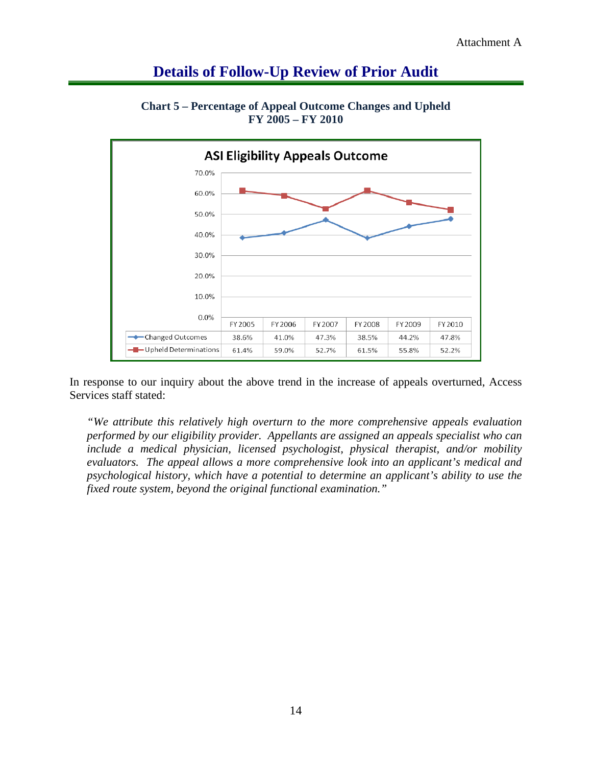## Details of Follow-Up Review of Prior Audit

**Chart 5 – Percentage of Appeal Outcome Changes and Upheld FY 2005 – FY 2010**

**ASI Eligibility Appeals Outcome**

| | FY 2005 | FY 2006 | FY 2007 | FY 2008 | FY 2009 | FY 2010 |
|---|---|---|---|---|---|---|
| Changed Outcomes | 38.6% | 41.0% | 47.3% | 38.5% | 44.2% | 47.8% |
| Upheld Determinations | 61.4% | 59.0% | 52.7% | 61.5% | 55.8% | 52.2% |

In response to our inquiry about the above trend in the increase of appeals overturned, Access Services staff stated:

> *"We attribute this relatively high overturn to the more comprehensive appeals evaluation performed by our eligibility provider. Appellants are assigned an appeals specialist who can include a medical physician, licensed psychologist, physical therapist, and/or mobility evaluators. The appeal allows a more comprehensive look into an applicant's medical and psychological history, which have a potential to determine an applicant's ability to use the fixed route system, beyond the original functional examination."*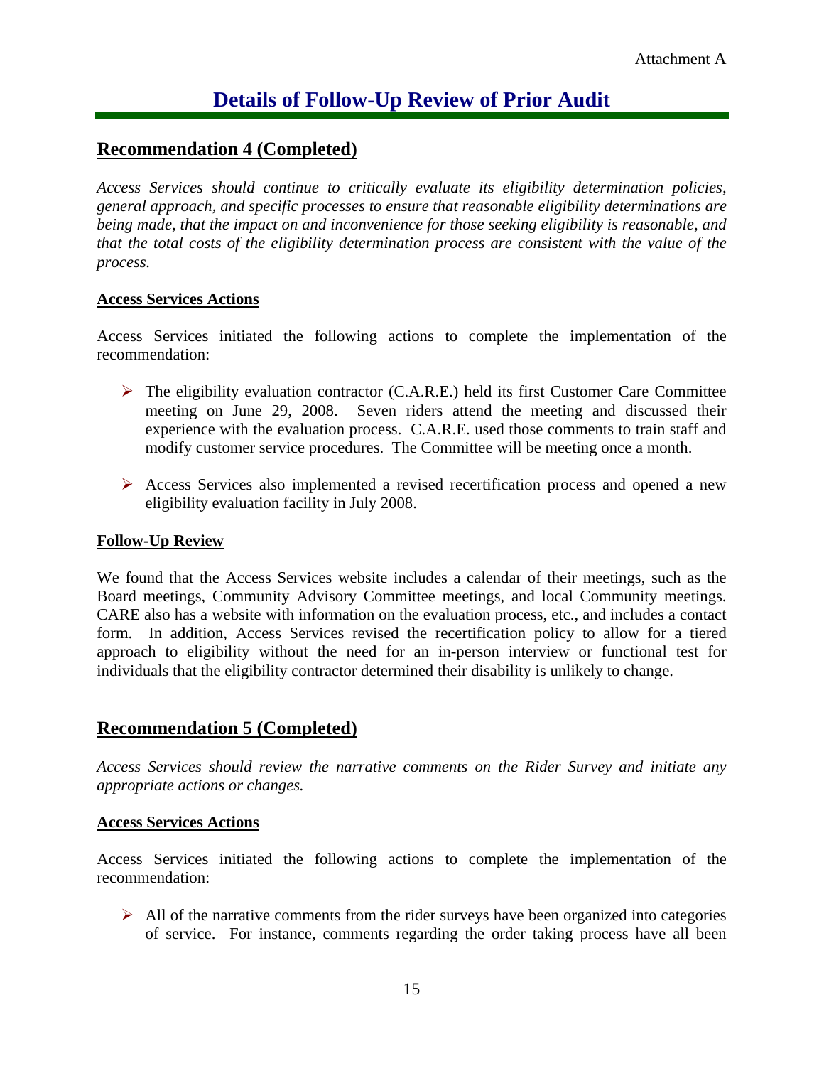Attachment A

# Details of Follow-Up Review of Prior Audit

## Recommendation 4 (Completed)

*Access Services should continue to critically evaluate its eligibility determination policies, general approach, and specific processes to ensure that reasonable eligibility determinations are being made, that the impact on and inconvenience for those seeking eligibility is reasonable, and that the total costs of the eligibility determination process are consistent with the value of the process.*

### Access Services Actions

Access Services initiated the following actions to complete the implementation of the recommendation:

- The eligibility evaluation contractor (C.A.R.E.) held its first Customer Care Committee meeting on June 29, 2008. Seven riders attend the meeting and discussed their experience with the evaluation process. C.A.R.E. used those comments to train staff and modify customer service procedures. The Committee will be meeting once a month.

- Access Services also implemented a revised recertification process and opened a new eligibility evaluation facility in July 2008.

### Follow-Up Review

We found that the Access Services website includes a calendar of their meetings, such as the Board meetings, Community Advisory Committee meetings, and local Community meetings. CARE also has a website with information on the evaluation process, etc., and includes a contact form. In addition, Access Services revised the recertification policy to allow for a tiered approach to eligibility without the need for an in-person interview or functional test for individuals that the eligibility contractor determined their disability is unlikely to change.

## Recommendation 5 (Completed)

*Access Services should review the narrative comments on the Rider Survey and initiate any appropriate actions or changes.*

### Access Services Actions

Access Services initiated the following actions to complete the implementation of the recommendation:

- All of the narrative comments from the rider surveys have been organized into categories of service. For instance, comments regarding the order taking process have all been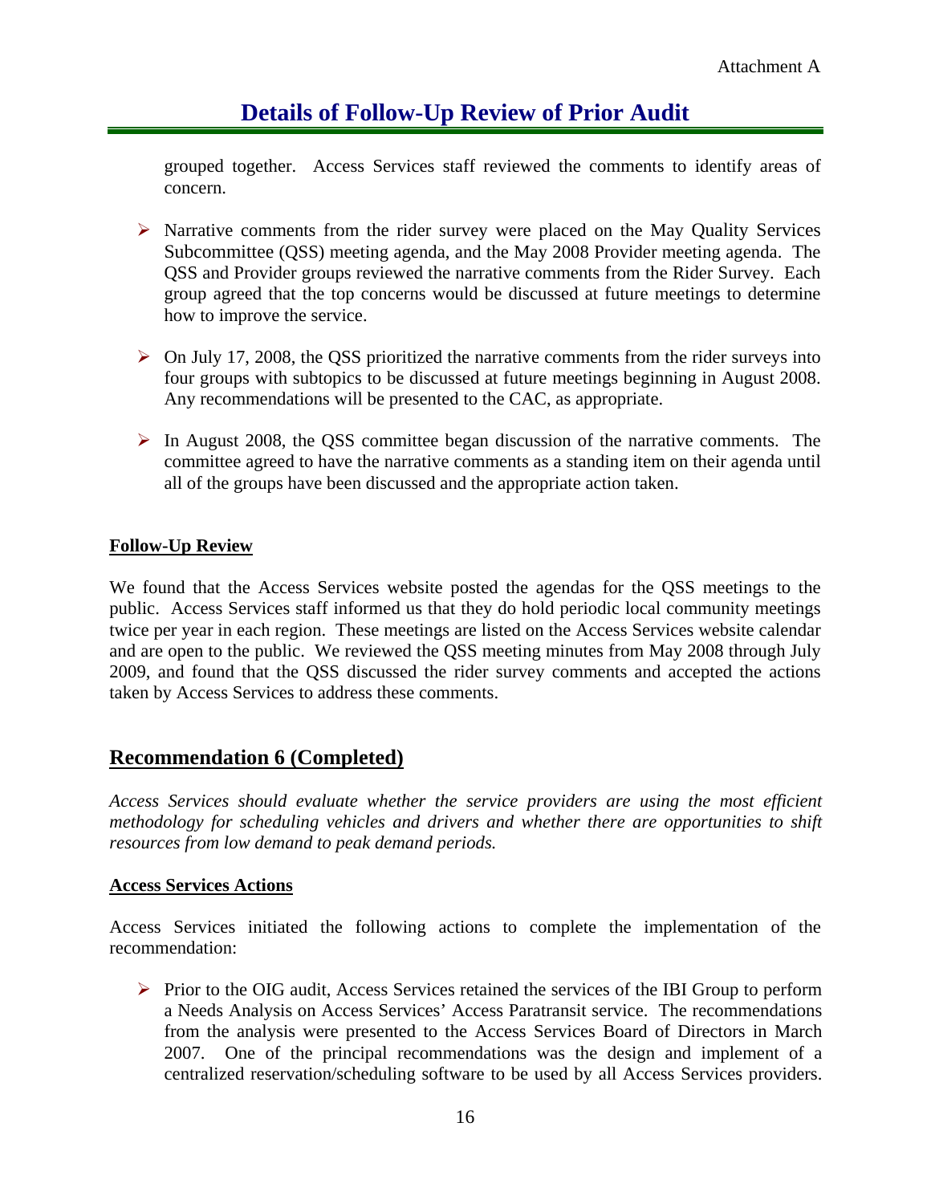grouped together. Access Services staff reviewed the comments to identify areas of concern.

- Narrative comments from the rider survey were placed on the May Quality Services Subcommittee (QSS) meeting agenda, and the May 2008 Provider meeting agenda. The QSS and Provider groups reviewed the narrative comments from the Rider Survey. Each group agreed that the top concerns would be discussed at future meetings to determine how to improve the service.

- On July 17, 2008, the QSS prioritized the narrative comments from the rider surveys into four groups with subtopics to be discussed at future meetings beginning in August 2008. Any recommendations will be presented to the CAC, as appropriate.

- In August 2008, the QSS committee began discussion of the narrative comments. The committee agreed to have the narrative comments as a standing item on their agenda until all of the groups have been discussed and the appropriate action taken.

**Follow-Up Review**

We found that the Access Services website posted the agendas for the QSS meetings to the public. Access Services staff informed us that they do hold periodic local community meetings twice per year in each region. These meetings are listed on the Access Services website calendar and are open to the public. We reviewed the QSS meeting minutes from May 2008 through July 2009, and found that the QSS discussed the rider survey comments and accepted the actions taken by Access Services to address these comments.

## Recommendation 6 (Completed)

*Access Services should evaluate whether the service providers are using the most efficient methodology for scheduling vehicles and drivers and whether there are opportunities to shift resources from low demand to peak demand periods.*

**Access Services Actions**

Access Services initiated the following actions to complete the implementation of the recommendation:

- Prior to the OIG audit, Access Services retained the services of the IBI Group to perform a Needs Analysis on Access Services' Access Paratransit service. The recommendations from the analysis were presented to the Access Services Board of Directors in March 2007. One of the principal recommendations was the design and implement of a centralized reservation/scheduling software to be used by all Access Services providers.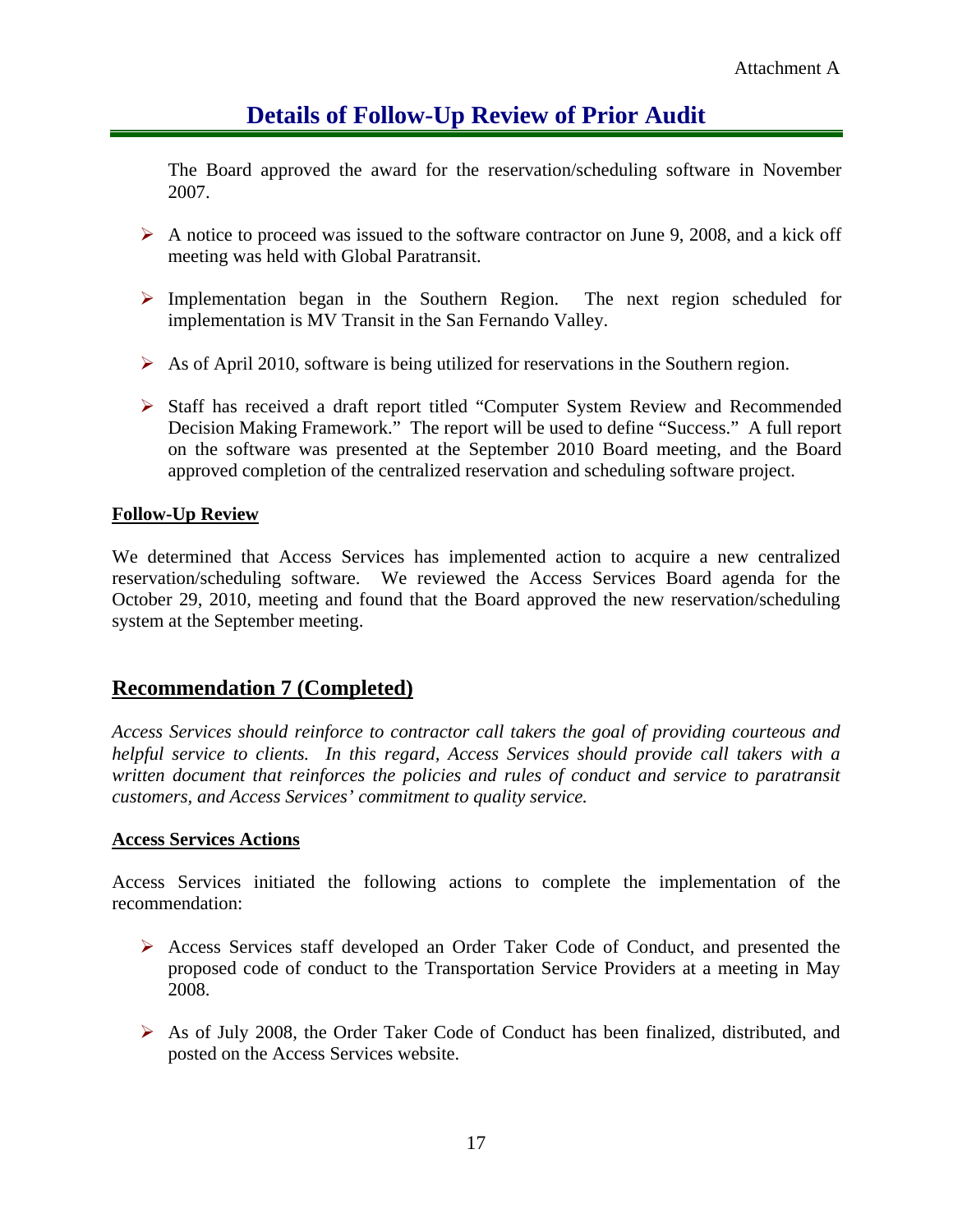Attachment A

# Details of Follow-Up Review of Prior Audit

The Board approved the award for the reservation/scheduling software in November 2007.

- A notice to proceed was issued to the software contractor on June 9, 2008, and a kick off meeting was held with Global Paratransit.
- Implementation began in the Southern Region. The next region scheduled for implementation is MV Transit in the San Fernando Valley.
- As of April 2010, software is being utilized for reservations in the Southern region.
- Staff has received a draft report titled "Computer System Review and Recommended Decision Making Framework." The report will be used to define "Success." A full report on the software was presented at the September 2010 Board meeting, and the Board approved completion of the centralized reservation and scheduling software project.

**Follow-Up Review**

We determined that Access Services has implemented action to acquire a new centralized reservation/scheduling software. We reviewed the Access Services Board agenda for the October 29, 2010, meeting and found that the Board approved the new reservation/scheduling system at the September meeting.

## Recommendation 7 (Completed)

*Access Services should reinforce to contractor call takers the goal of providing courteous and helpful service to clients. In this regard, Access Services should provide call takers with a written document that reinforces the policies and rules of conduct and service to paratransit customers, and Access Services' commitment to quality service.*

**Access Services Actions**

Access Services initiated the following actions to complete the implementation of the recommendation:

- Access Services staff developed an Order Taker Code of Conduct, and presented the proposed code of conduct to the Transportation Service Providers at a meeting in May 2008.
- As of July 2008, the Order Taker Code of Conduct has been finalized, distributed, and posted on the Access Services website.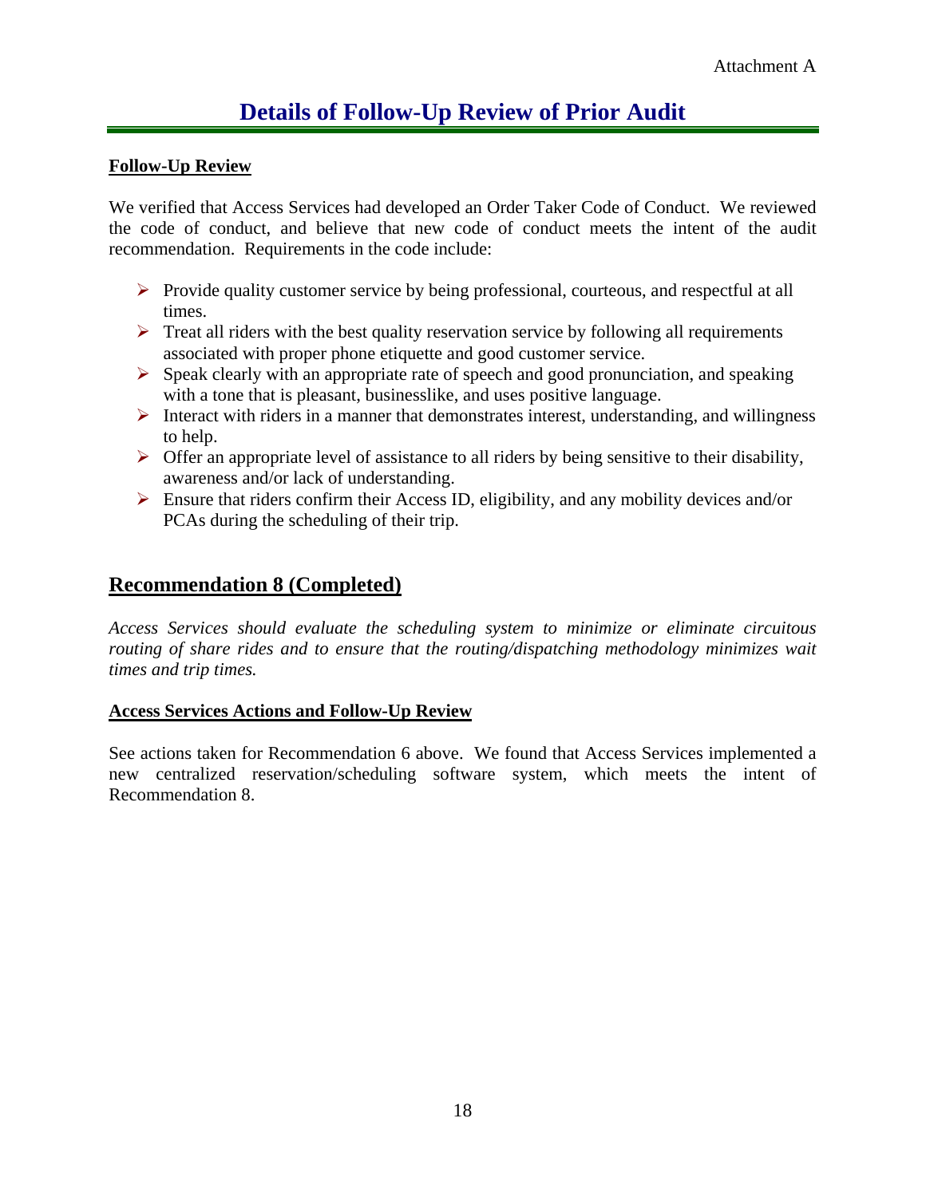Attachment A

# Details of Follow-Up Review of Prior Audit

**Follow-Up Review**

We verified that Access Services had developed an Order Taker Code of Conduct. We reviewed the code of conduct, and believe that new code of conduct meets the intent of the audit recommendation. Requirements in the code include:

- Provide quality customer service by being professional, courteous, and respectful at all times.
- Treat all riders with the best quality reservation service by following all requirements associated with proper phone etiquette and good customer service.
- Speak clearly with an appropriate rate of speech and good pronunciation, and speaking with a tone that is pleasant, businesslike, and uses positive language.
- Interact with riders in a manner that demonstrates interest, understanding, and willingness to help.
- Offer an appropriate level of assistance to all riders by being sensitive to their disability, awareness and/or lack of understanding.
- Ensure that riders confirm their Access ID, eligibility, and any mobility devices and/or PCAs during the scheduling of their trip.

## Recommendation 8 (Completed)

*Access Services should evaluate the scheduling system to minimize or eliminate circuitous routing of share rides and to ensure that the routing/dispatching methodology minimizes wait times and trip times.*

**Access Services Actions and Follow-Up Review**

See actions taken for Recommendation 6 above. We found that Access Services implemented a new centralized reservation/scheduling software system, which meets the intent of Recommendation 8.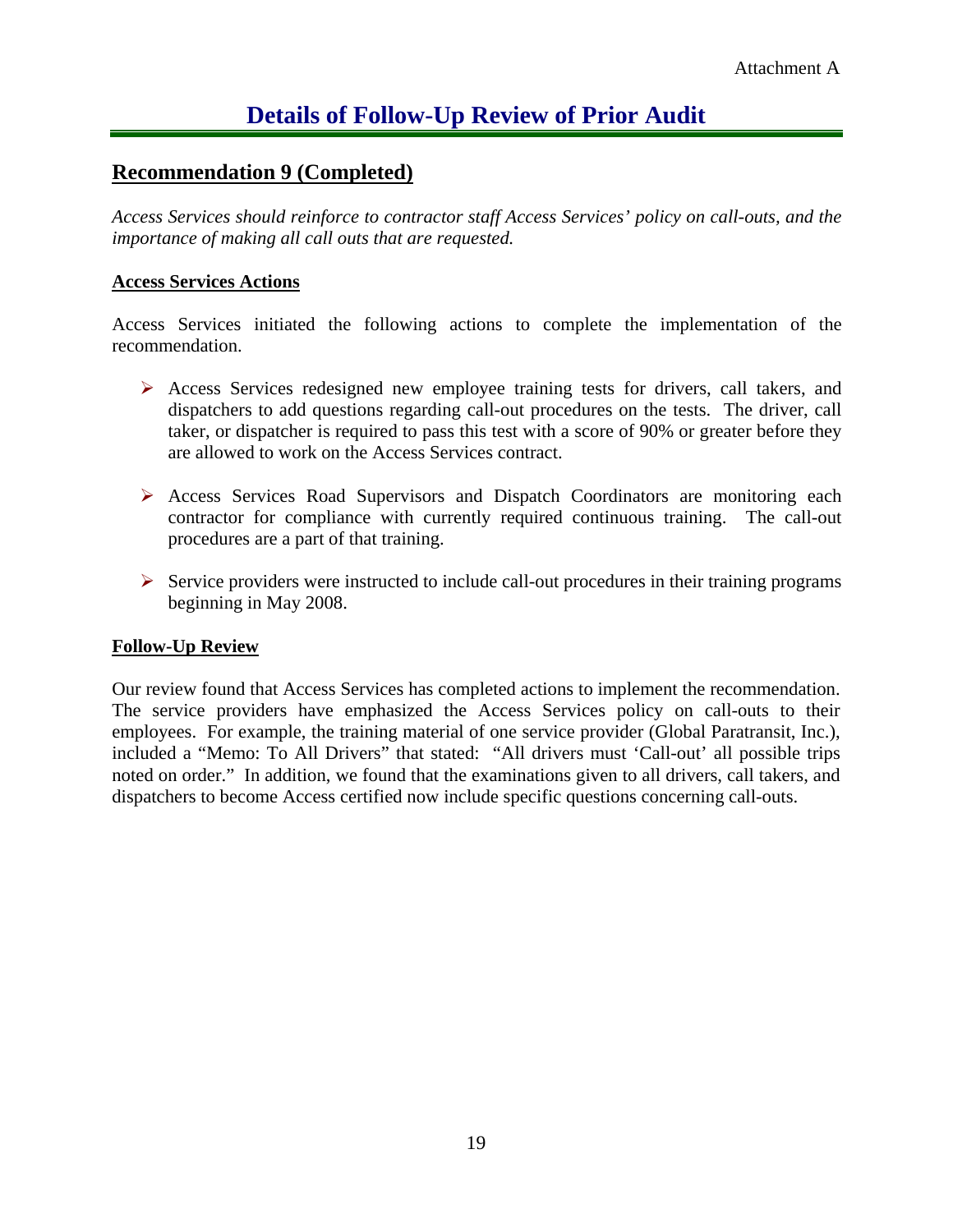Attachment A

# Details of Follow-Up Review of Prior Audit

## Recommendation 9 (Completed)

*Access Services should reinforce to contractor staff Access Services' policy on call-outs, and the importance of making all call outs that are requested.*

### Access Services Actions

Access Services initiated the following actions to complete the implementation of the recommendation.

- Access Services redesigned new employee training tests for drivers, call takers, and dispatchers to add questions regarding call-out procedures on the tests. The driver, call taker, or dispatcher is required to pass this test with a score of 90% or greater before they are allowed to work on the Access Services contract.
- Access Services Road Supervisors and Dispatch Coordinators are monitoring each contractor for compliance with currently required continuous training. The call-out procedures are a part of that training.
- Service providers were instructed to include call-out procedures in their training programs beginning in May 2008.

### Follow-Up Review

Our review found that Access Services has completed actions to implement the recommendation. The service providers have emphasized the Access Services policy on call-outs to their employees. For example, the training material of one service provider (Global Paratransit, Inc.), included a "Memo: To All Drivers" that stated: "All drivers must 'Call-out' all possible trips noted on order." In addition, we found that the examinations given to all drivers, call takers, and dispatchers to become Access certified now include specific questions concerning call-outs.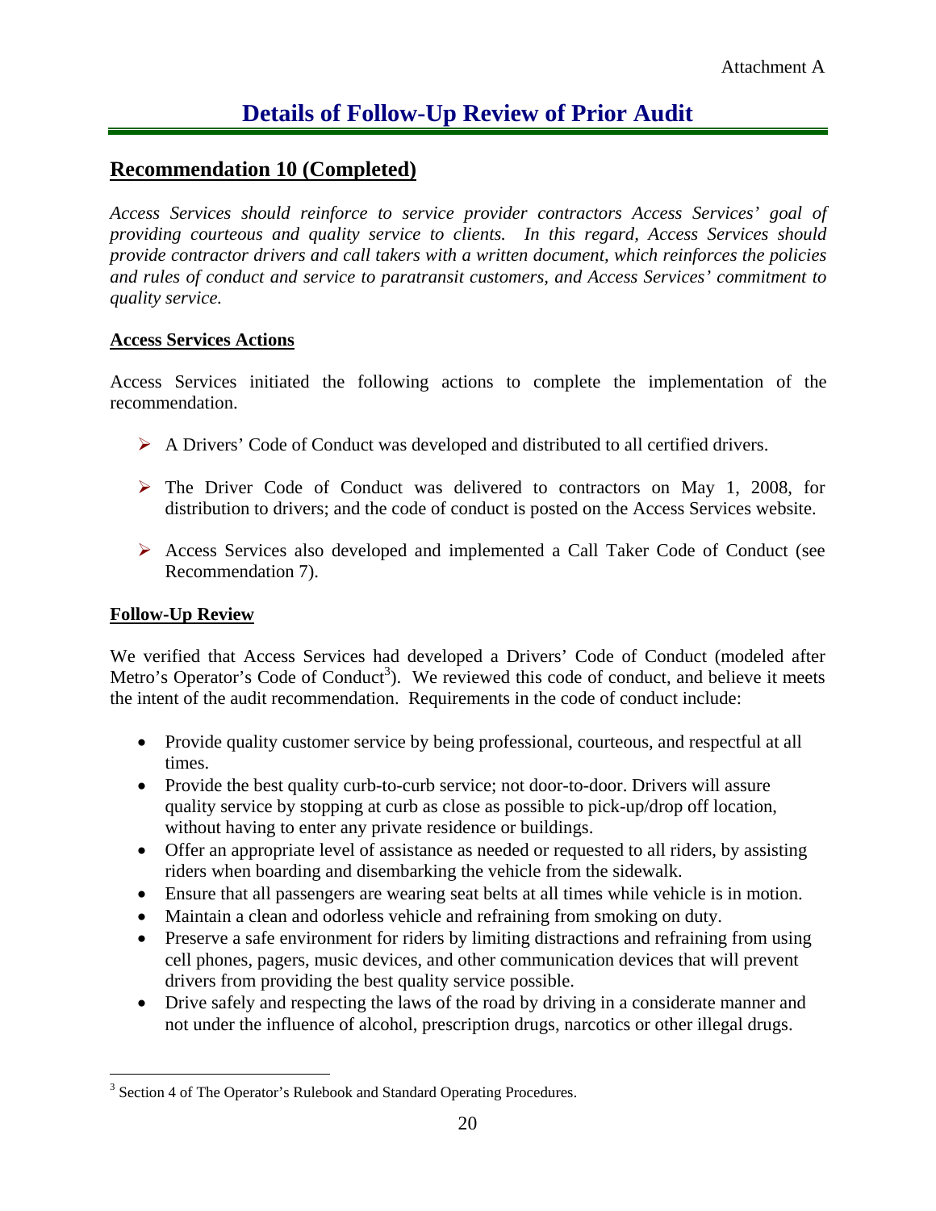Attachment A

# Details of Follow-Up Review of Prior Audit

## Recommendation 10 (Completed)

*Access Services should reinforce to service provider contractors Access Services' goal of providing courteous and quality service to clients. In this regard, Access Services should provide contractor drivers and call takers with a written document, which reinforces the policies and rules of conduct and service to paratransit customers, and Access Services' commitment to quality service.*

### Access Services Actions

Access Services initiated the following actions to complete the implementation of the recommendation.

- A Drivers' Code of Conduct was developed and distributed to all certified drivers.
- The Driver Code of Conduct was delivered to contractors on May 1, 2008, for distribution to drivers; and the code of conduct is posted on the Access Services website.
- Access Services also developed and implemented a Call Taker Code of Conduct (see Recommendation 7).

### Follow-Up Review

We verified that Access Services had developed a Drivers' Code of Conduct (modeled after Metro's Operator's Code of Conduct[3]). We reviewed this code of conduct, and believe it meets the intent of the audit recommendation. Requirements in the code of conduct include:

- Provide quality customer service by being professional, courteous, and respectful at all times.
- Provide the best quality curb-to-curb service; not door-to-door. Drivers will assure quality service by stopping at curb as close as possible to pick-up/drop off location, without having to enter any private residence or buildings.
- Offer an appropriate level of assistance as needed or requested to all riders, by assisting riders when boarding and disembarking the vehicle from the sidewalk.
- Ensure that all passengers are wearing seat belts at all times while vehicle is in motion.
- Maintain a clean and odorless vehicle and refraining from smoking on duty.
- Preserve a safe environment for riders by limiting distractions and refraining from using cell phones, pagers, music devices, and other communication devices that will prevent drivers from providing the best quality service possible.
- Drive safely and respecting the laws of the road by driving in a considerate manner and not under the influence of alcohol, prescription drugs, narcotics or other illegal drugs.

[3] Section 4 of The Operator's Rulebook and Standard Operating Procedures.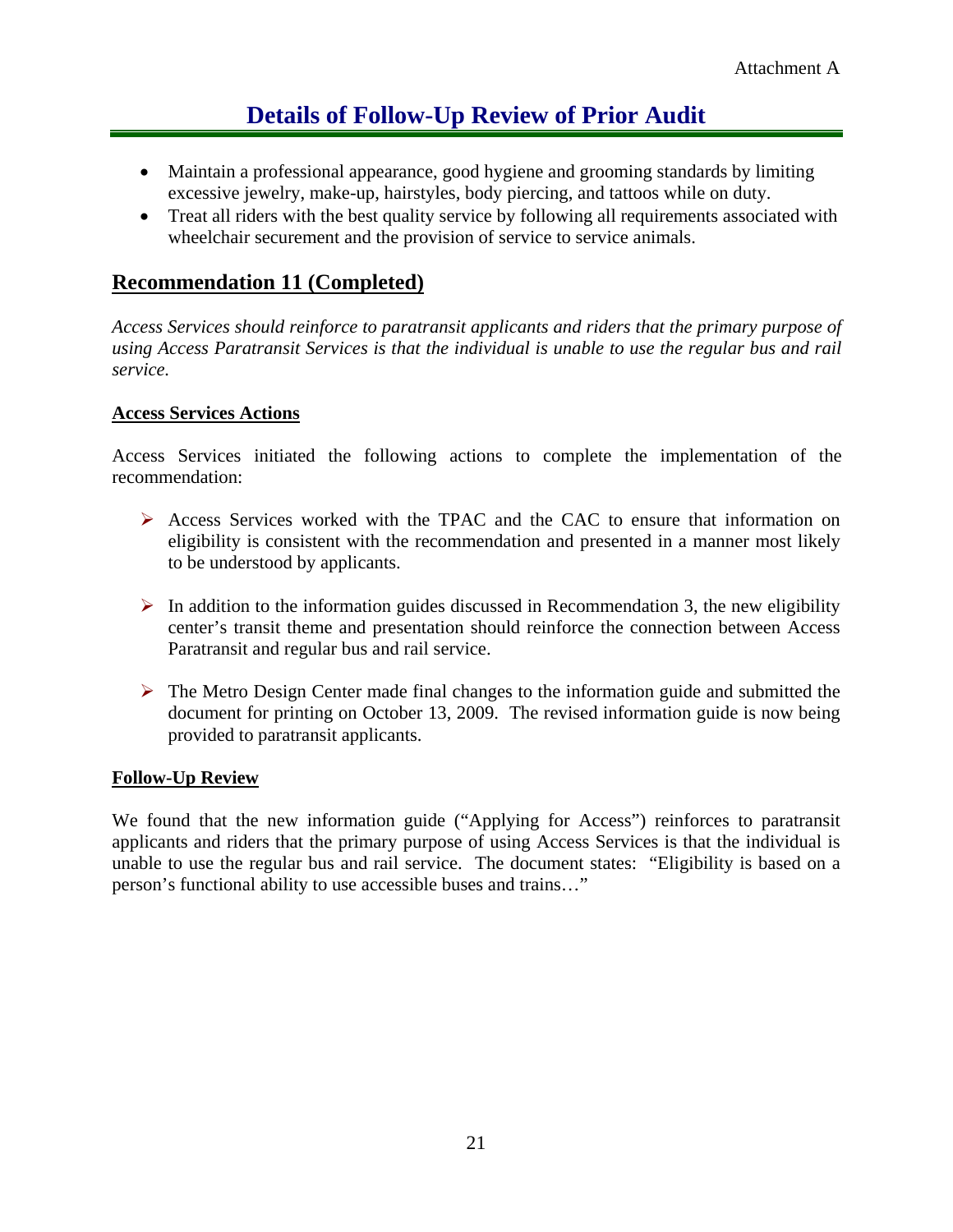Attachment A

# Details of Follow-Up Review of Prior Audit

- Maintain a professional appearance, good hygiene and grooming standards by limiting excessive jewelry, make-up, hairstyles, body piercing, and tattoos while on duty.
- Treat all riders with the best quality service by following all requirements associated with wheelchair securement and the provision of service to service animals.

## Recommendation 11 (Completed)

*Access Services should reinforce to paratransit applicants and riders that the primary purpose of using Access Paratransit Services is that the individual is unable to use the regular bus and rail service.*

### Access Services Actions

Access Services initiated the following actions to complete the implementation of the recommendation:

- Access Services worked with the TPAC and the CAC to ensure that information on eligibility is consistent with the recommendation and presented in a manner most likely to be understood by applicants.

- In addition to the information guides discussed in Recommendation 3, the new eligibility center's transit theme and presentation should reinforce the connection between Access Paratransit and regular bus and rail service.

- The Metro Design Center made final changes to the information guide and submitted the document for printing on October 13, 2009. The revised information guide is now being provided to paratransit applicants.

### Follow-Up Review

We found that the new information guide ("Applying for Access") reinforces to paratransit applicants and riders that the primary purpose of using Access Services is that the individual is unable to use the regular bus and rail service. The document states: "Eligibility is based on a person's functional ability to use accessible buses and trains…"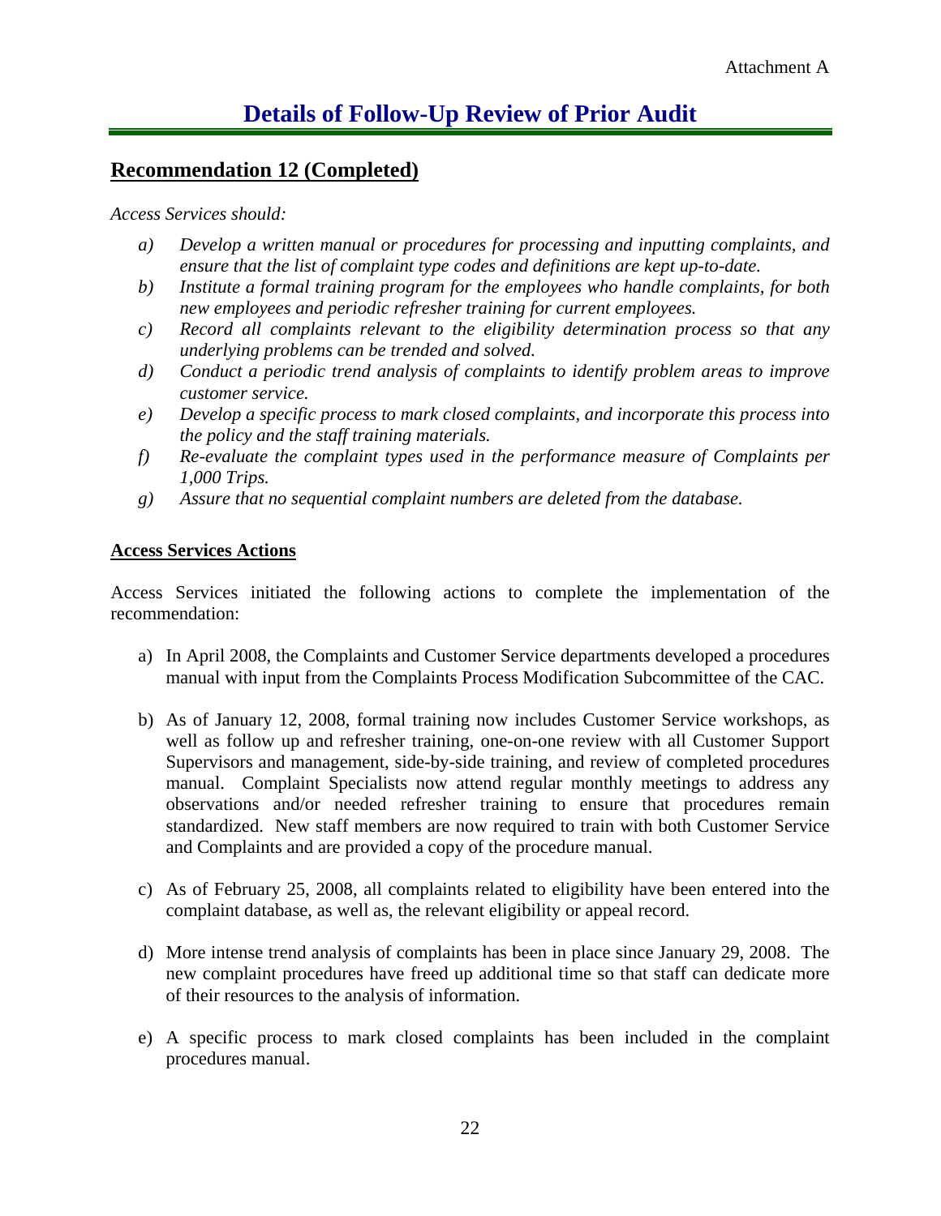Attachment A

# Details of Follow-Up Review of Prior Audit

## Recommendation 12 (Completed)

*Access Services should:*

- *a) Develop a written manual or procedures for processing and inputting complaints, and ensure that the list of complaint type codes and definitions are kept up-to-date.*
- *b) Institute a formal training program for the employees who handle complaints, for both new employees and periodic refresher training for current employees.*
- *c) Record all complaints relevant to the eligibility determination process so that any underlying problems can be trended and solved.*
- *d) Conduct a periodic trend analysis of complaints to identify problem areas to improve customer service.*
- *e) Develop a specific process to mark closed complaints, and incorporate this process into the policy and the staff training materials.*
- *f) Re-evaluate the complaint types used in the performance measure of Complaints per 1,000 Trips.*
- *g) Assure that no sequential complaint numbers are deleted from the database.*

### Access Services Actions

Access Services initiated the following actions to complete the implementation of the recommendation:

a) In April 2008, the Complaints and Customer Service departments developed a procedures manual with input from the Complaints Process Modification Subcommittee of the CAC.

b) As of January 12, 2008, formal training now includes Customer Service workshops, as well as follow up and refresher training, one-on-one review with all Customer Support Supervisors and management, side-by-side training, and review of completed procedures manual. Complaint Specialists now attend regular monthly meetings to address any observations and/or needed refresher training to ensure that procedures remain standardized. New staff members are now required to train with both Customer Service and Complaints and are provided a copy of the procedure manual.

c) As of February 25, 2008, all complaints related to eligibility have been entered into the complaint database, as well as, the relevant eligibility or appeal record.

d) More intense trend analysis of complaints has been in place since January 29, 2008. The new complaint procedures have freed up additional time so that staff can dedicate more of their resources to the analysis of information.

e) A specific process to mark closed complaints has been included in the complaint procedures manual.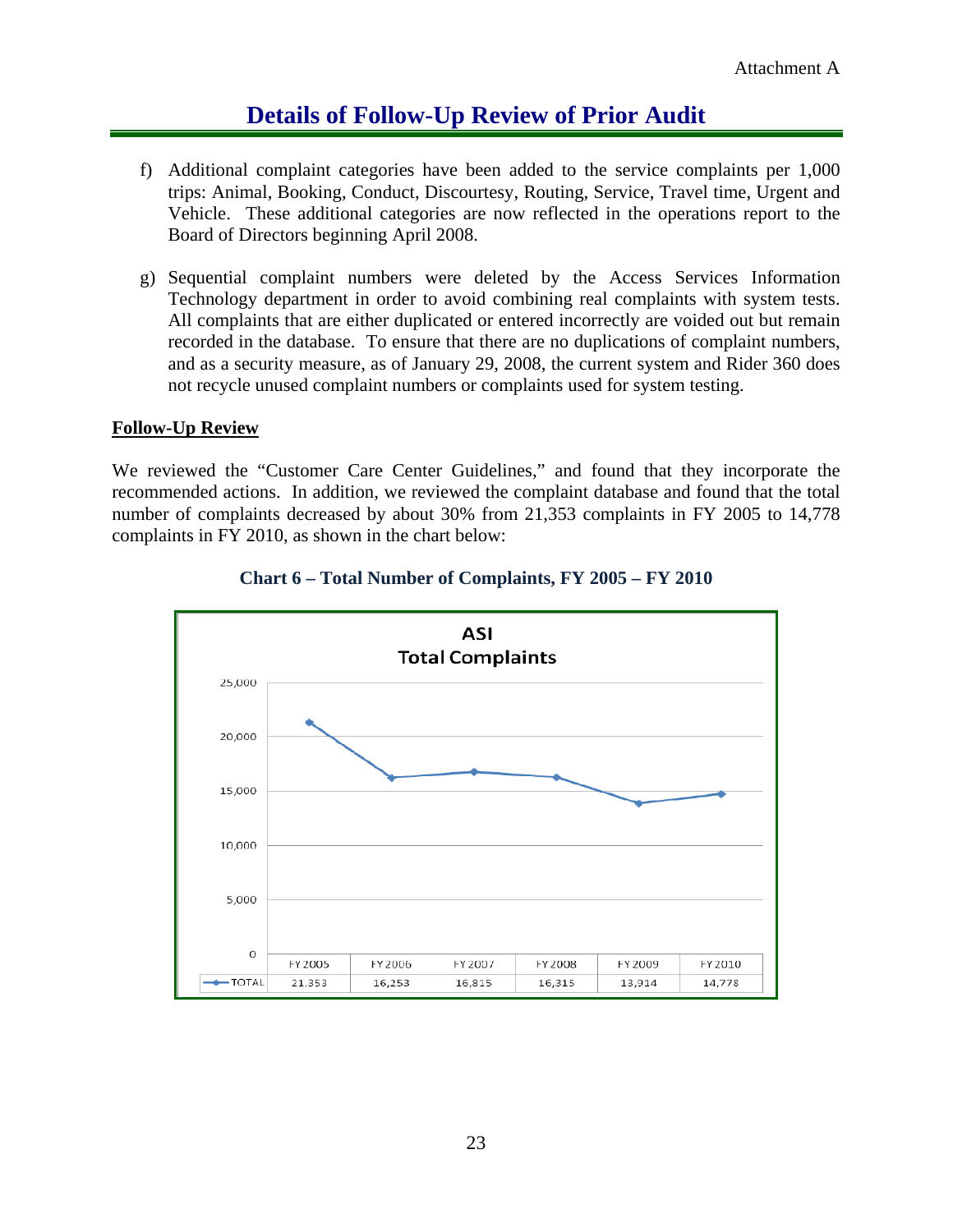Attachment A

# Details of Follow-Up Review of Prior Audit

f) Additional complaint categories have been added to the service complaints per 1,000 trips: Animal, Booking, Conduct, Discourtesy, Routing, Service, Travel time, Urgent and Vehicle. These additional categories are now reflected in the operations report to the Board of Directors beginning April 2008.

g) Sequential complaint numbers were deleted by the Access Services Information Technology department in order to avoid combining real complaints with system tests. All complaints that are either duplicated or entered incorrectly are voided out but remain recorded in the database. To ensure that there are no duplications of complaint numbers, and as a security measure, as of January 29, 2008, the current system and Rider 360 does not recycle unused complaint numbers or complaints used for system testing.

**Follow-Up Review**

We reviewed the "Customer Care Center Guidelines," and found that they incorporate the recommended actions. In addition, we reviewed the complaint database and found that the total number of complaints decreased by about 30% from 21,353 complaints in FY 2005 to 14,778 complaints in FY 2010, as shown in the chart below:

**Chart 6 – Total Number of Complaints, FY 2005 – FY 2010**

ASI
Total Complaints

| | FY 2005 | FY 2006 | FY 2007 | FY 2008 | FY 2009 | FY 2010 |
|---|---|---|---|---|---|---|
| TOTAL | 21,353 | 16,253 | 16,815 | 16,315 | 13,914 | 14,778 |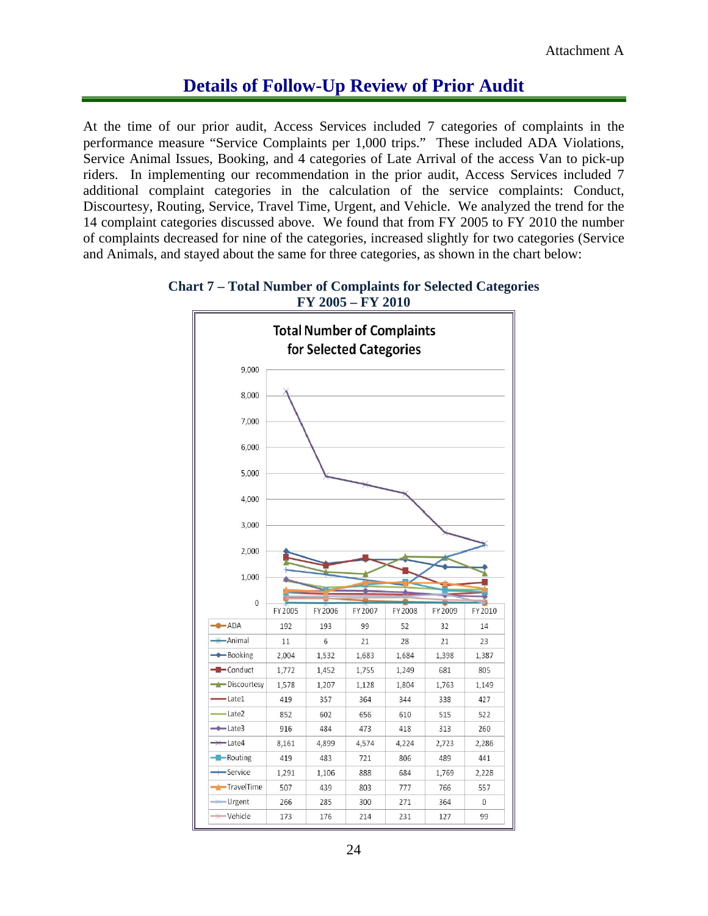# Details of Follow-Up Review of Prior Audit

At the time of our prior audit, Access Services included 7 categories of complaints in the performance measure "Service Complaints per 1,000 trips." These included ADA Violations, Service Animal Issues, Booking, and 4 categories of Late Arrival of the access Van to pick-up riders. In implementing our recommendation in the prior audit, Access Services included 7 additional complaint categories in the calculation of the service complaints: Conduct, Discourtesy, Routing, Service, Travel Time, Urgent, and Vehicle. We analyzed the trend for the 14 complaint categories discussed above. We found that from FY 2005 to FY 2010 the number of complaints decreased for nine of the categories, increased slightly for two categories (Service and Animals, and stayed about the same for three categories, as shown in the chart below:

**Chart 7 – Total Number of Complaints for Selected Categories FY 2005 – FY 2010**

**Total Number of Complaints for Selected Categories**

| | FY 2005 | FY 2006 | FY 2007 | FY 2008 | FY 2009 | FY 2010 |
|---|---|---|---|---|---|---|
| ADA | 192 | 193 | 99 | 52 | 32 | 14 |
| Animal | 11 | 6 | 21 | 28 | 21 | 23 |
| Booking | 2,004 | 1,532 | 1,683 | 1,684 | 1,398 | 1,387 |
| Conduct | 1,772 | 1,452 | 1,755 | 1,249 | 681 | 805 |
| Discourtesy | 1,578 | 1,207 | 1,128 | 1,804 | 1,763 | 1,149 |
| Late1 | 419 | 357 | 364 | 344 | 338 | 427 |
| Late2 | 852 | 602 | 656 | 610 | 515 | 522 |
| Late3 | 916 | 484 | 473 | 418 | 313 | 260 |
| Late4 | 8,161 | 4,899 | 4,574 | 4,224 | 2,723 | 2,286 |
| Routing | 419 | 483 | 721 | 806 | 489 | 441 |
| Service | 1,291 | 1,106 | 888 | 684 | 1,769 | 2,228 |
| TravelTime | 507 | 439 | 803 | 777 | 766 | 557 |
| Urgent | 266 | 285 | 300 | 271 | 364 | 0 |
| Vehicle | 173 | 176 | 214 | 231 | 127 | 99 |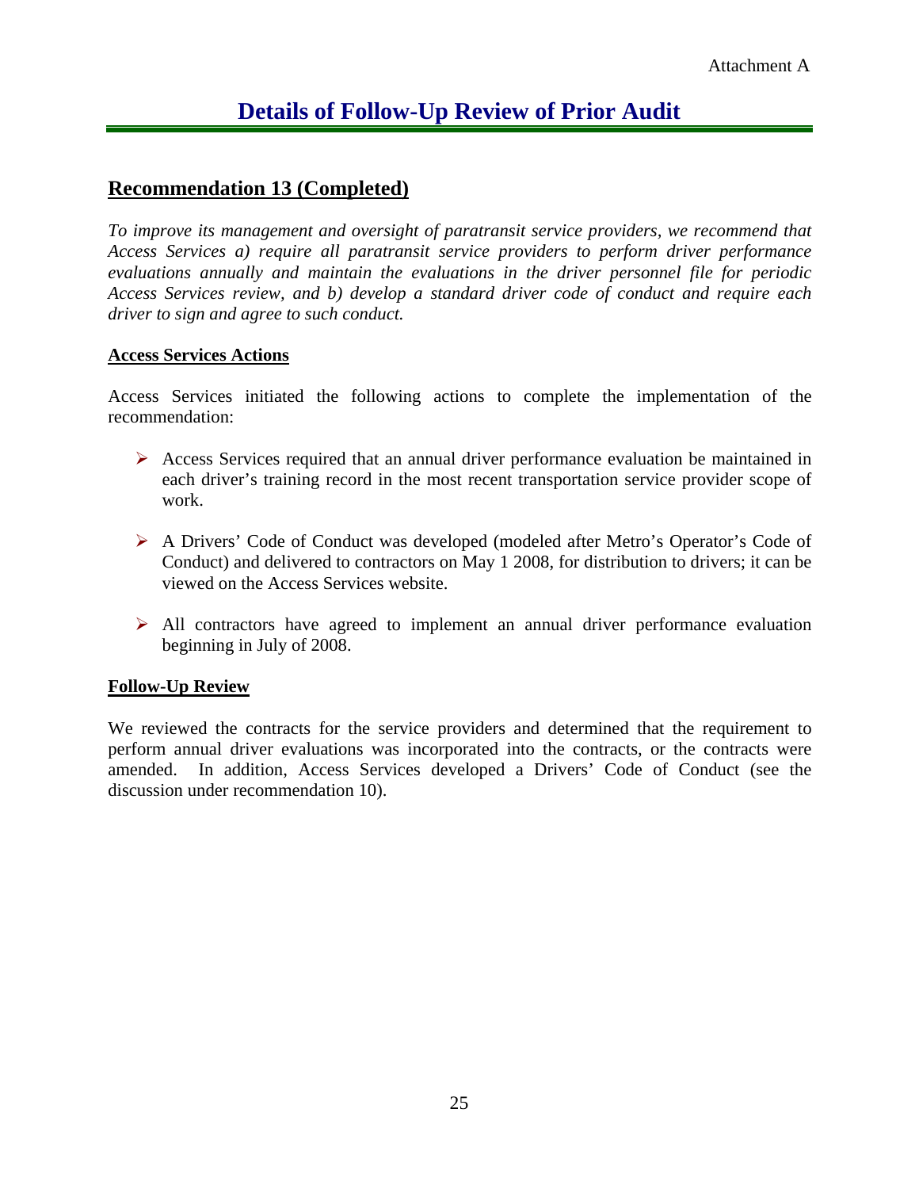Attachment A

# Details of Follow-Up Review of Prior Audit

## Recommendation 13 (Completed)

*To improve its management and oversight of paratransit service providers, we recommend that Access Services a) require all paratransit service providers to perform driver performance evaluations annually and maintain the evaluations in the driver personnel file for periodic Access Services review, and b) develop a standard driver code of conduct and require each driver to sign and agree to such conduct.*

### Access Services Actions

Access Services initiated the following actions to complete the implementation of the recommendation:

- Access Services required that an annual driver performance evaluation be maintained in each driver's training record in the most recent transportation service provider scope of work.
- A Drivers' Code of Conduct was developed (modeled after Metro's Operator's Code of Conduct) and delivered to contractors on May 1 2008, for distribution to drivers; it can be viewed on the Access Services website.
- All contractors have agreed to implement an annual driver performance evaluation beginning in July of 2008.

### Follow-Up Review

We reviewed the contracts for the service providers and determined that the requirement to perform annual driver evaluations was incorporated into the contracts, or the contracts were amended. In addition, Access Services developed a Drivers' Code of Conduct (see the discussion under recommendation 10).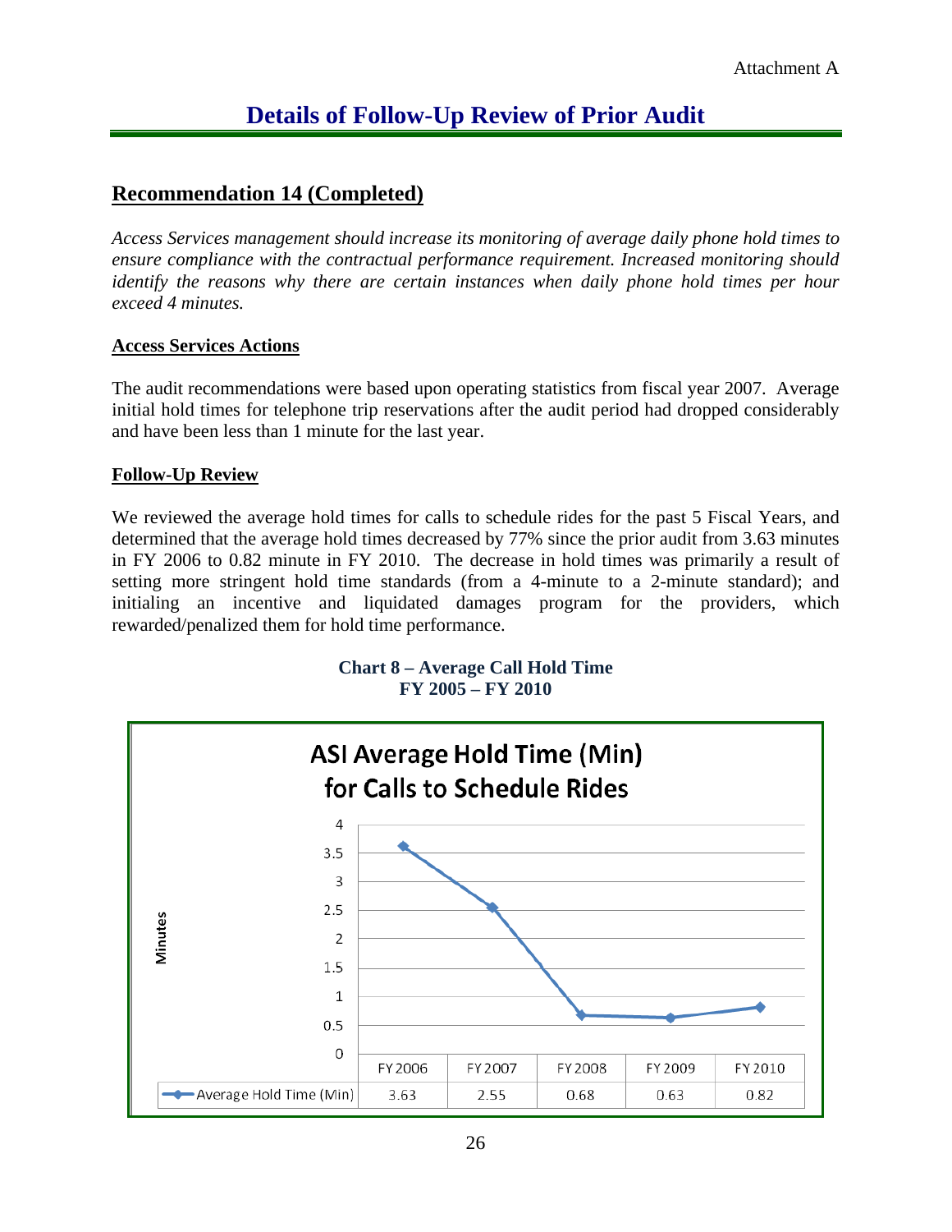Attachment A

# Details of Follow-Up Review of Prior Audit

## Recommendation 14 (Completed)

*Access Services management should increase its monitoring of average daily phone hold times to ensure compliance with the contractual performance requirement. Increased monitoring should identify the reasons why there are certain instances when daily phone hold times per hour exceed 4 minutes.*

### Access Services Actions

The audit recommendations were based upon operating statistics from fiscal year 2007. Average initial hold times for telephone trip reservations after the audit period had dropped considerably and have been less than 1 minute for the last year.

### Follow-Up Review

We reviewed the average hold times for calls to schedule rides for the past 5 Fiscal Years, and determined that the average hold times decreased by 77% since the prior audit from 3.63 minutes in FY 2006 to 0.82 minute in FY 2010. The decrease in hold times was primarily a result of setting more stringent hold time standards (from a 4-minute to a 2-minute standard); and initialing an incentive and liquidated damages program for the providers, which rewarded/penalized them for hold time performance.

**Chart 8 – Average Call Hold Time**
**FY 2005 – FY 2010**

**ASI Average Hold Time (Min) for Calls to Schedule Rides**

| | FY 2006 | FY 2007 | FY 2008 | FY 2009 | FY 2010 |
|---|---|---|---|---|---|
| Average Hold Time (Min) | 3.63 | 2.55 | 0.68 | 0.63 | 0.82 |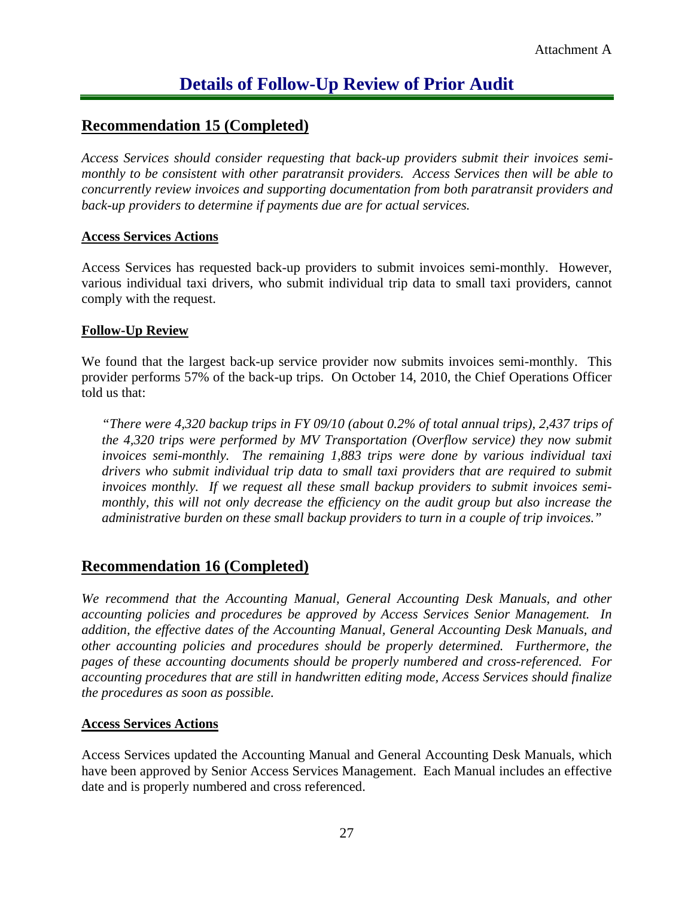Attachment A

# Details of Follow-Up Review of Prior Audit

## Recommendation 15 (Completed)

*Access Services should consider requesting that back-up providers submit their invoices semi-monthly to be consistent with other paratransit providers. Access Services then will be able to concurrently review invoices and supporting documentation from both paratransit providers and back-up providers to determine if payments due are for actual services.*

### Access Services Actions

Access Services has requested back-up providers to submit invoices semi-monthly. However, various individual taxi drivers, who submit individual trip data to small taxi providers, cannot comply with the request.

### Follow-Up Review

We found that the largest back-up service provider now submits invoices semi-monthly. This provider performs 57% of the back-up trips. On October 14, 2010, the Chief Operations Officer told us that:

> *"There were 4,320 backup trips in FY 09/10 (about 0.2% of total annual trips), 2,437 trips of the 4,320 trips were performed by MV Transportation (Overflow service) they now submit invoices semi-monthly. The remaining 1,883 trips were done by various individual taxi drivers who submit individual trip data to small taxi providers that are required to submit invoices monthly. If we request all these small backup providers to submit invoices semi-monthly, this will not only decrease the efficiency on the audit group but also increase the administrative burden on these small backup providers to turn in a couple of trip invoices."*

## Recommendation 16 (Completed)

*We recommend that the Accounting Manual, General Accounting Desk Manuals, and other accounting policies and procedures be approved by Access Services Senior Management. In addition, the effective dates of the Accounting Manual, General Accounting Desk Manuals, and other accounting policies and procedures should be properly determined. Furthermore, the pages of these accounting documents should be properly numbered and cross-referenced. For accounting procedures that are still in handwritten editing mode, Access Services should finalize the procedures as soon as possible.*

### Access Services Actions

Access Services updated the Accounting Manual and General Accounting Desk Manuals, which have been approved by Senior Access Services Management. Each Manual includes an effective date and is properly numbered and cross referenced.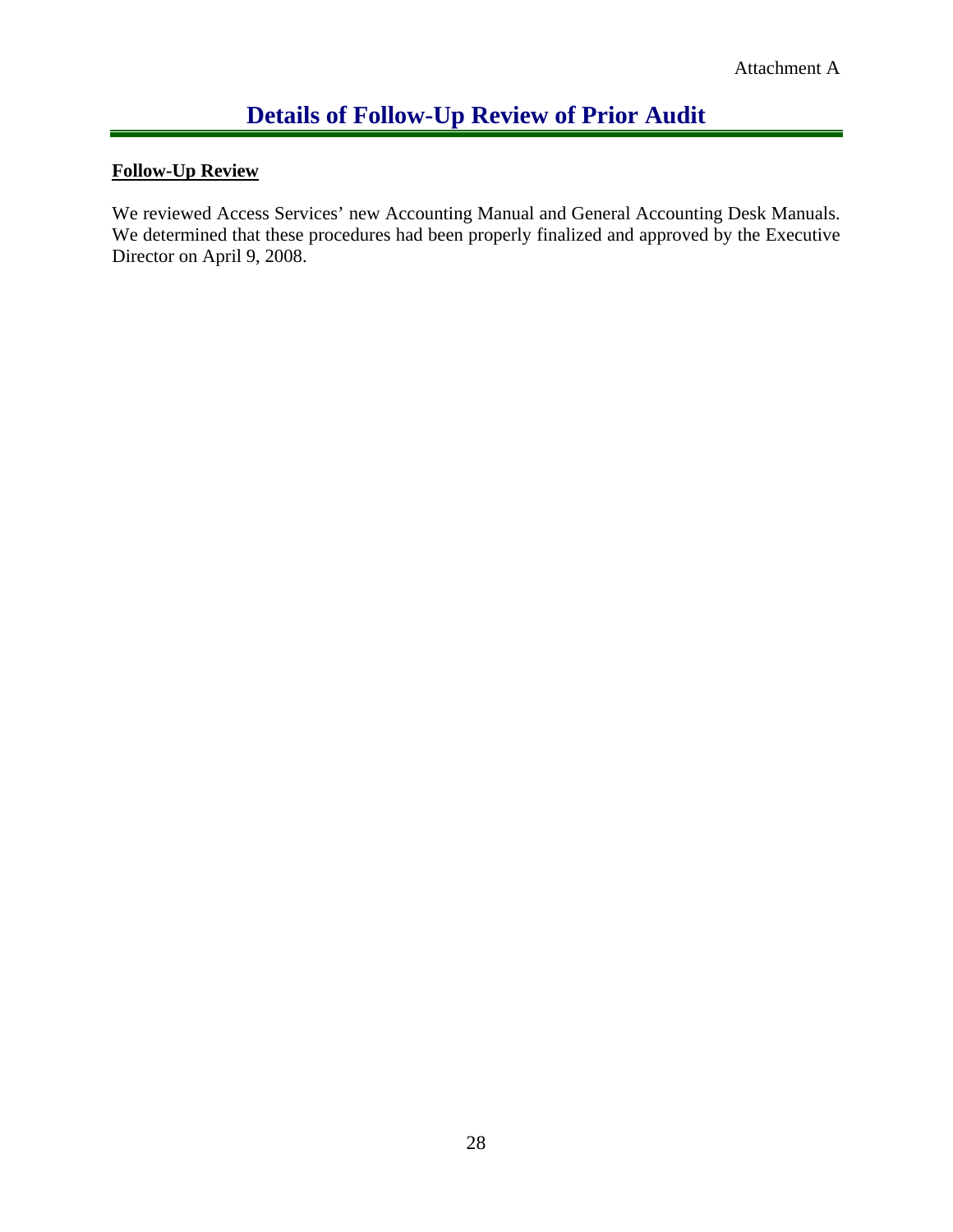Attachment A

# Details of Follow-Up Review of Prior Audit

**Follow-Up Review**

We reviewed Access Services' new Accounting Manual and General Accounting Desk Manuals. We determined that these procedures had been properly finalized and approved by the Executive Director on April 9, 2008.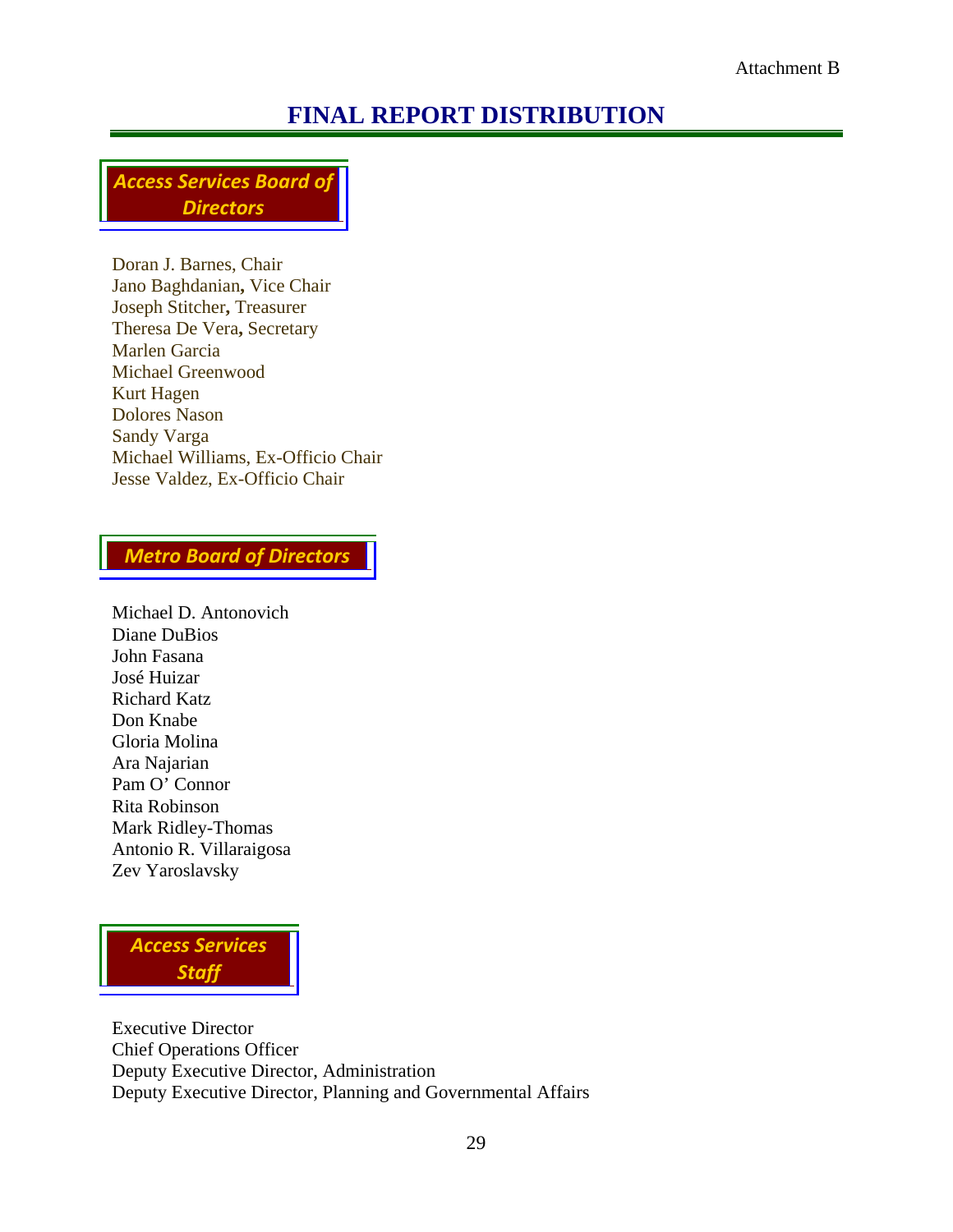Attachment B

# FINAL REPORT DISTRIBUTION

## *Access Services Board of Directors*

Doran J. Barnes, Chair
Jano Baghdanian**,** Vice Chair
Joseph Stitcher**,** Treasurer
Theresa De Vera**,** Secretary
Marlen Garcia
Michael Greenwood
Kurt Hagen
Dolores Nason
Sandy Varga
Michael Williams, Ex-Officio Chair
Jesse Valdez, Ex-Officio Chair

## *Metro Board of Directors*

Michael D. Antonovich
Diane DuBios
John Fasana
José Huizar
Richard Katz
Don Knabe
Gloria Molina
Ara Najarian
Pam O' Connor
Rita Robinson
Mark Ridley-Thomas
Antonio R. Villaraigosa
Zev Yaroslavsky

## *Access Services Staff*

Executive Director
Chief Operations Officer
Deputy Executive Director, Administration
Deputy Executive Director, Planning and Governmental Affairs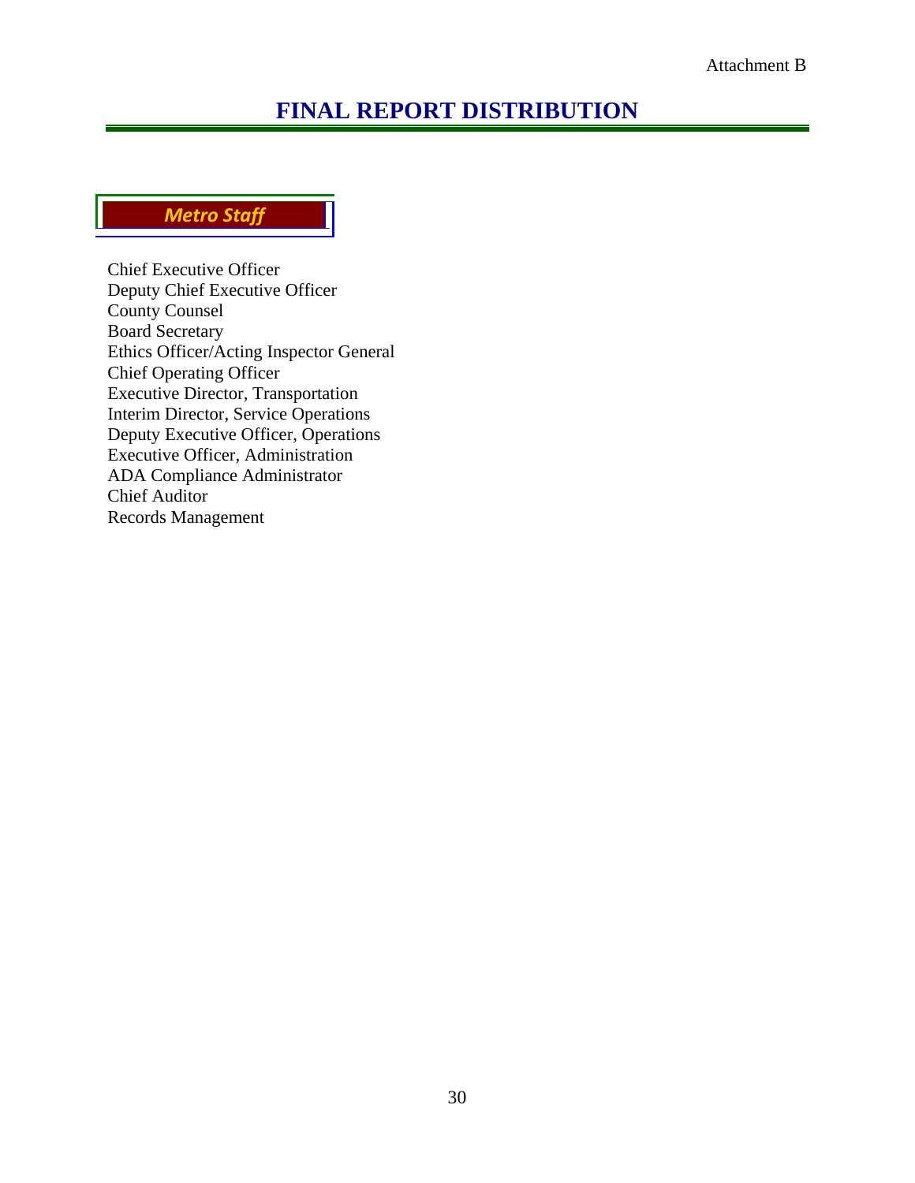Attachment B

# FINAL REPORT DISTRIBUTION

***Metro Staff***

Chief Executive Officer
Deputy Chief Executive Officer
County Counsel
Board Secretary
Ethics Officer/Acting Inspector General
Chief Operating Officer
Executive Director, Transportation
Interim Director, Service Operations
Deputy Executive Officer, Operations
Executive Officer, Administration
ADA Compliance Administrator
Chief Auditor
Records Management